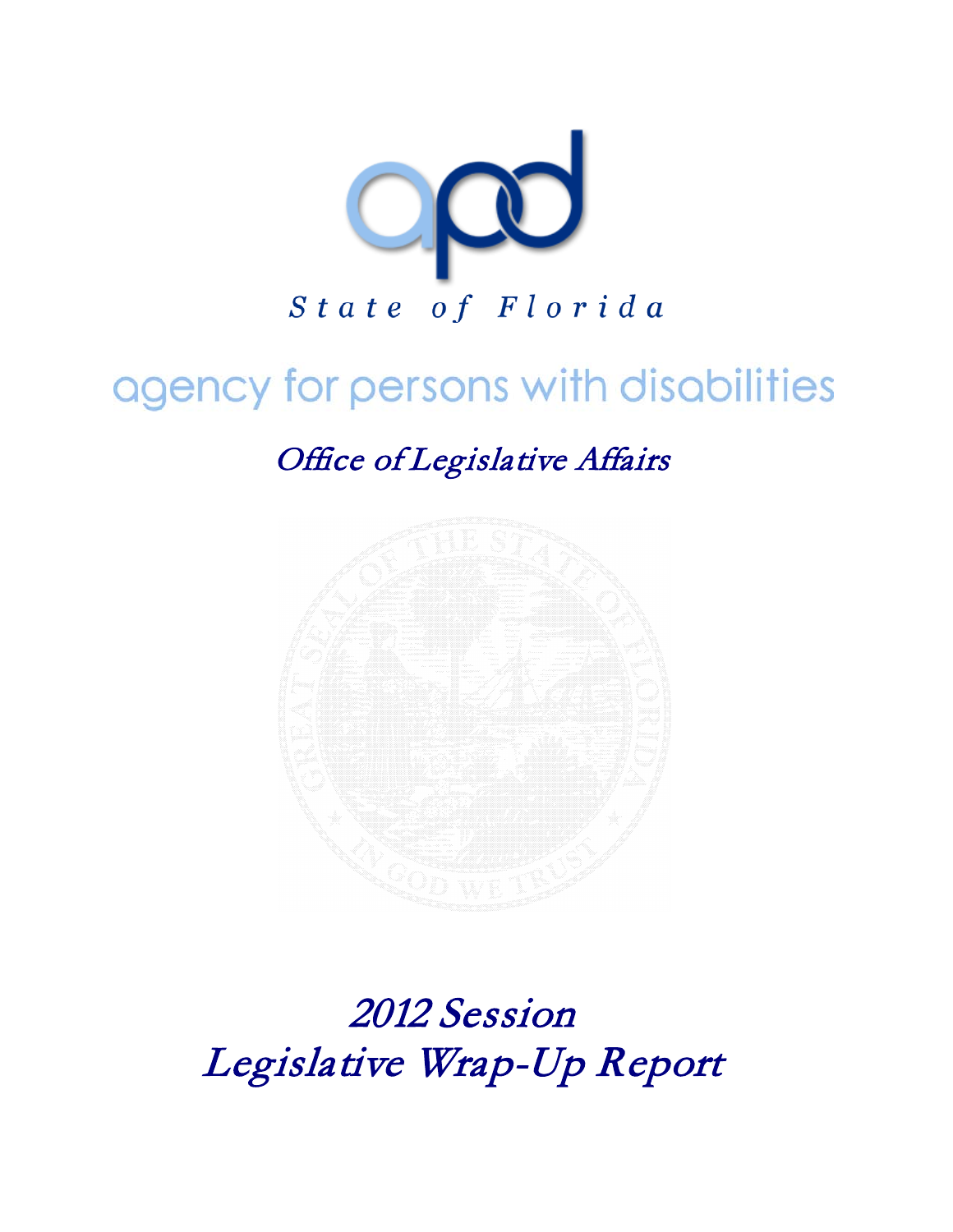apd

*State of Florida*

# agency for persons with disabilities

*Office of Legislative Affairs*

# *2012 Session*
# *Legislative Wrap-Up Report*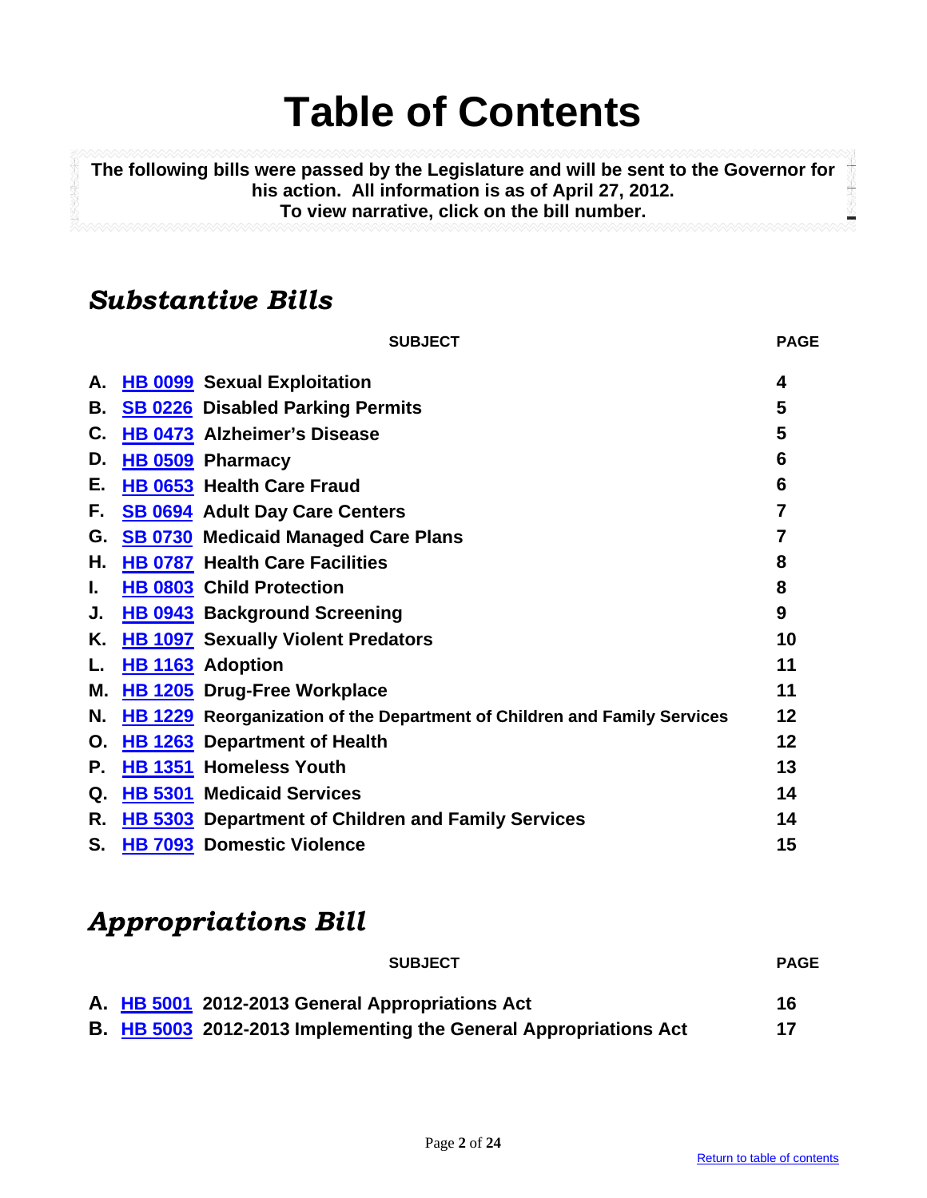# Table of Contents

**The following bills were passed by the Legislature and will be sent to the Governor for his action. All information is as of April 27, 2012.**
**To view narrative, click on the bill number.**

## *Substantive Bills*

| | | SUBJECT | PAGE |
|---|---|---|---|
| A. | HB 0099 | Sexual Exploitation | 4 |
| B. | SB 0226 | Disabled Parking Permits | 5 |
| C. | HB 0473 | Alzheimer's Disease | 5 |
| D. | HB 0509 | Pharmacy | 6 |
| E. | HB 0653 | Health Care Fraud | 6 |
| F. | SB 0694 | Adult Day Care Centers | 7 |
| G. | SB 0730 | Medicaid Managed Care Plans | 7 |
| H. | HB 0787 | Health Care Facilities | 8 |
| I. | HB 0803 | Child Protection | 8 |
| J. | HB 0943 | Background Screening | 9 |
| K. | HB 1097 | Sexually Violent Predators | 10 |
| L. | HB 1163 | Adoption | 11 |
| M. | HB 1205 | Drug-Free Workplace | 11 |
| N. | HB 1229 | Reorganization of the Department of Children and Family Services | 12 |
| O. | HB 1263 | Department of Health | 12 |
| P. | HB 1351 | Homeless Youth | 13 |
| Q. | HB 5301 | Medicaid Services | 14 |
| R. | HB 5303 | Department of Children and Family Services | 14 |
| S. | HB 7093 | Domestic Violence | 15 |

## *Appropriations Bill*

| | | SUBJECT | PAGE |
|---|---|---|---|
| A. | HB 5001 | 2012-2013 General Appropriations Act | 16 |
| B. | HB 5003 | 2012-2013 Implementing the General Appropriations Act | 17 |

Return to table of contents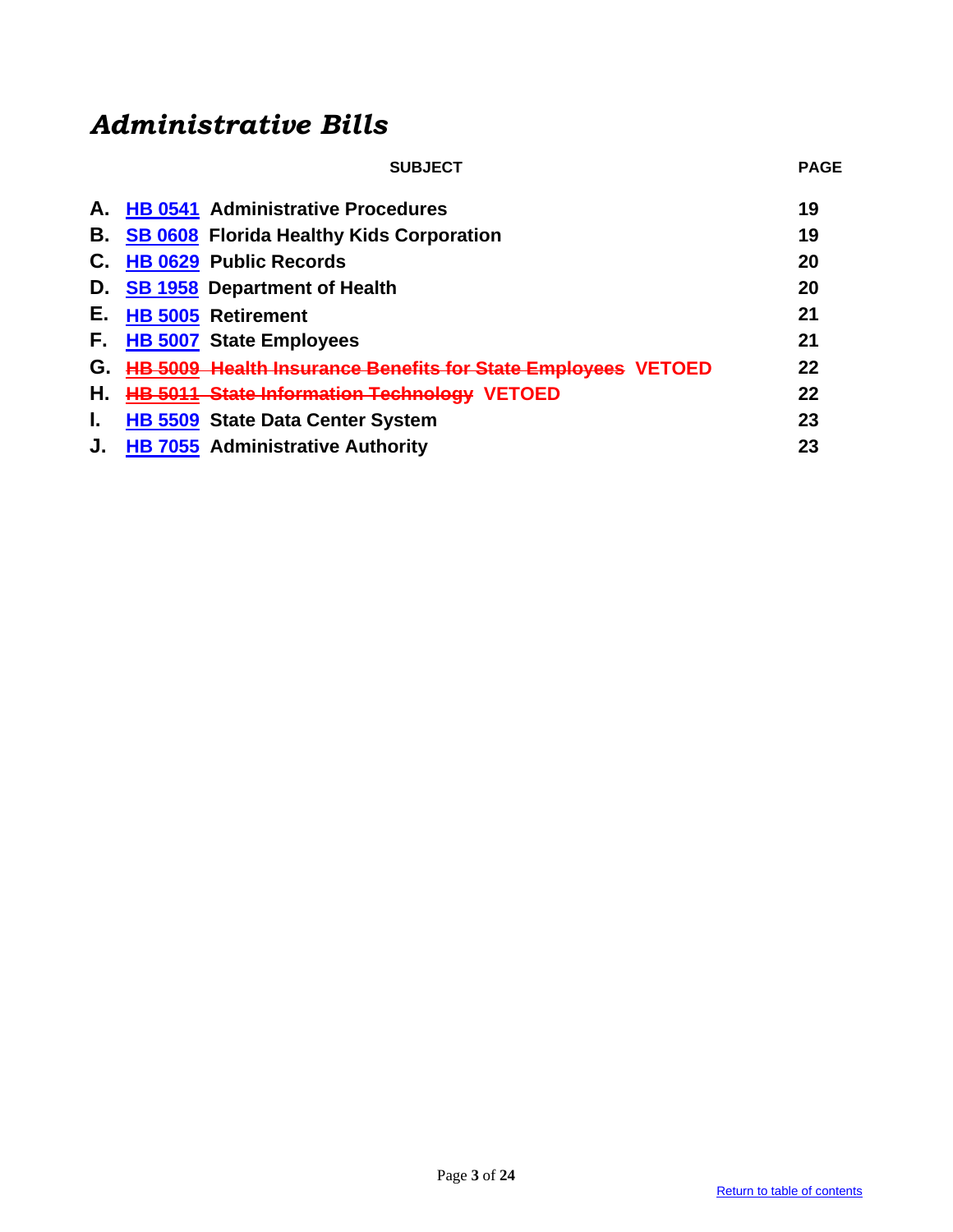# *Administrative Bills*

| | SUBJECT | PAGE |
|---|---|---|
| A. | **HB 0541 Administrative Procedures** | 19 |
| B. | **SB 0608 Florida Healthy Kids Corporation** | 19 |
| C. | **HB 0629 Public Records** | 20 |
| D. | **SB 1958 Department of Health** | 20 |
| E. | **HB 5005 Retirement** | 21 |
| F. | **HB 5007 State Employees** | 21 |
| G. | ~~**HB 5009 Health Insurance Benefits for State Employees**~~ **VETOED** | 22 |
| H. | ~~**HB 5011 State Information Technology**~~ **VETOED** | 22 |
| I. | **HB 5509 State Data Center System** | 23 |
| J. | **HB 7055 Administrative Authority** | 23 |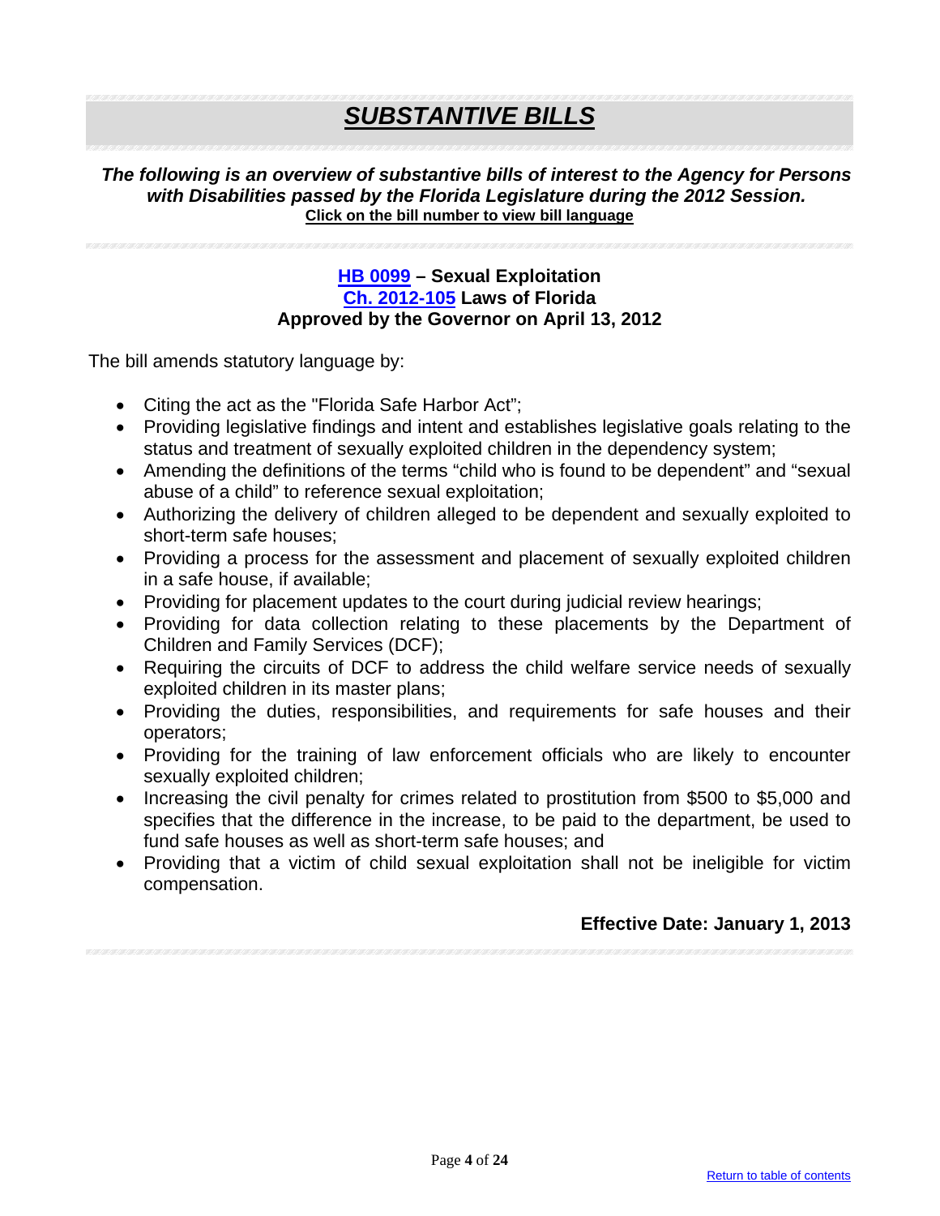# ***SUBSTANTIVE BILLS***

***The following is an overview of substantive bills of interest to the Agency for Persons with Disabilities passed by the Florida Legislature during the 2012 Session.***

**Click on the bill number to view bill language**

### HB 0099 – Sexual Exploitation
### Ch. 2012-105 Laws of Florida
### Approved by the Governor on April 13, 2012

The bill amends statutory language by:

- Citing the act as the "Florida Safe Harbor Act";
- Providing legislative findings and intent and establishes legislative goals relating to the status and treatment of sexually exploited children in the dependency system;
- Amending the definitions of the terms "child who is found to be dependent" and "sexual abuse of a child" to reference sexual exploitation;
- Authorizing the delivery of children alleged to be dependent and sexually exploited to short-term safe houses;
- Providing a process for the assessment and placement of sexually exploited children in a safe house, if available;
- Providing for placement updates to the court during judicial review hearings;
- Providing for data collection relating to these placements by the Department of Children and Family Services (DCF);
- Requiring the circuits of DCF to address the child welfare service needs of sexually exploited children in its master plans;
- Providing the duties, responsibilities, and requirements for safe houses and their operators;
- Providing for the training of law enforcement officials who are likely to encounter sexually exploited children;
- Increasing the civil penalty for crimes related to prostitution from $500 to $5,000 and specifies that the difference in the increase, to be paid to the department, be used to fund safe houses as well as short-term safe houses; and
- Providing that a victim of child sexual exploitation shall not be ineligible for victim compensation.

**Effective Date: January 1, 2013**

Return to table of contents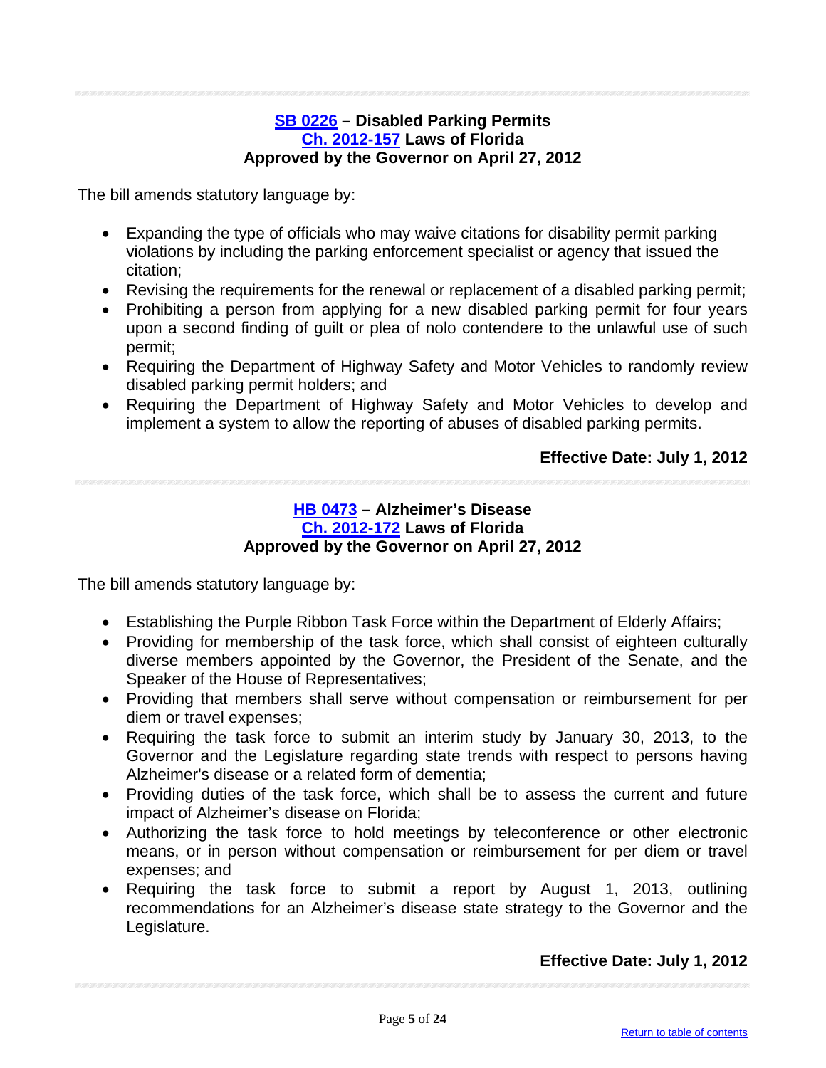### SB 0226 – Disabled Parking Permits
### Ch. 2012-157 Laws of Florida
### Approved by the Governor on April 27, 2012

The bill amends statutory language by:

- Expanding the type of officials who may waive citations for disability permit parking violations by including the parking enforcement specialist or agency that issued the citation;
- Revising the requirements for the renewal or replacement of a disabled parking permit;
- Prohibiting a person from applying for a new disabled parking permit for four years upon a second finding of guilt or plea of nolo contendere to the unlawful use of such permit;
- Requiring the Department of Highway Safety and Motor Vehicles to randomly review disabled parking permit holders; and
- Requiring the Department of Highway Safety and Motor Vehicles to develop and implement a system to allow the reporting of abuses of disabled parking permits.

**Effective Date: July 1, 2012**

### HB 0473 – Alzheimer's Disease
### Ch. 2012-172 Laws of Florida
### Approved by the Governor on April 27, 2012

The bill amends statutory language by:

- Establishing the Purple Ribbon Task Force within the Department of Elderly Affairs;
- Providing for membership of the task force, which shall consist of eighteen culturally diverse members appointed by the Governor, the President of the Senate, and the Speaker of the House of Representatives;
- Providing that members shall serve without compensation or reimbursement for per diem or travel expenses;
- Requiring the task force to submit an interim study by January 30, 2013, to the Governor and the Legislature regarding state trends with respect to persons having Alzheimer's disease or a related form of dementia;
- Providing duties of the task force, which shall be to assess the current and future impact of Alzheimer's disease on Florida;
- Authorizing the task force to hold meetings by teleconference or other electronic means, or in person without compensation or reimbursement for per diem or travel expenses; and
- Requiring the task force to submit a report by August 1, 2013, outlining recommendations for an Alzheimer's disease state strategy to the Governor and the Legislature.

**Effective Date: July 1, 2012**

Return to table of contents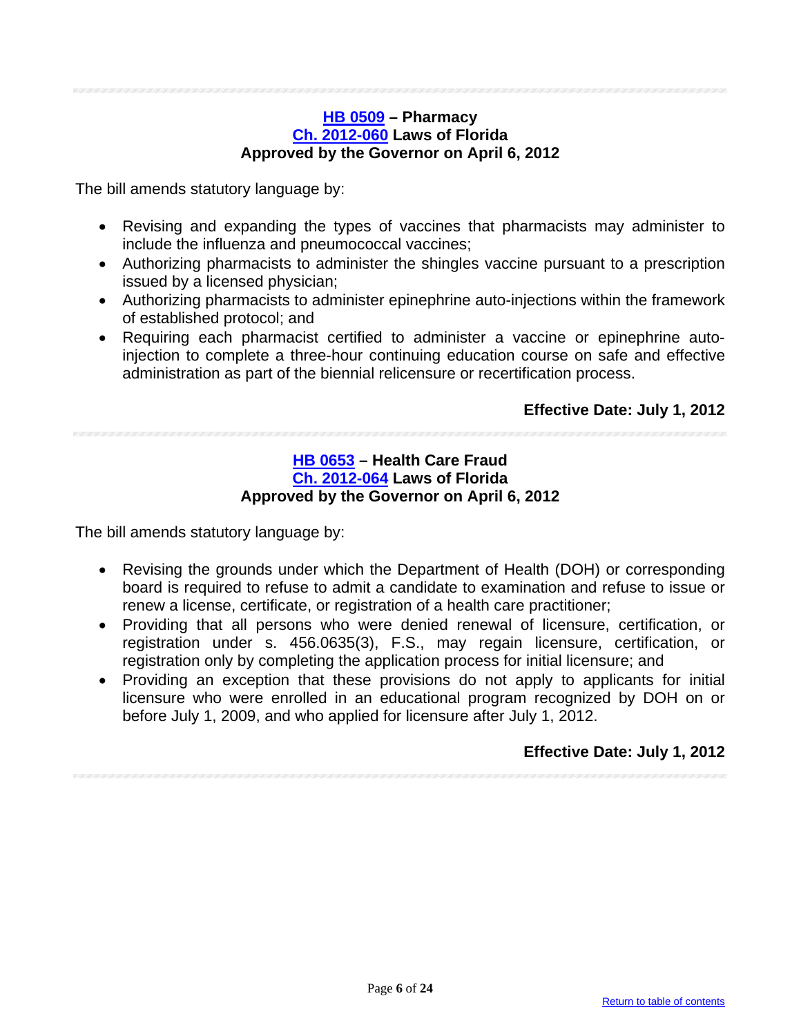### HB 0509 – Pharmacy
### Ch. 2012-060 Laws of Florida
### Approved by the Governor on April 6, 2012

The bill amends statutory language by:

- Revising and expanding the types of vaccines that pharmacists may administer to include the influenza and pneumococcal vaccines;
- Authorizing pharmacists to administer the shingles vaccine pursuant to a prescription issued by a licensed physician;
- Authorizing pharmacists to administer epinephrine auto-injections within the framework of established protocol; and
- Requiring each pharmacist certified to administer a vaccine or epinephrine auto-injection to complete a three-hour continuing education course on safe and effective administration as part of the biennial relicensure or recertification process.

**Effective Date: July 1, 2012**

---

### HB 0653 – Health Care Fraud
### Ch. 2012-064 Laws of Florida
### Approved by the Governor on April 6, 2012

The bill amends statutory language by:

- Revising the grounds under which the Department of Health (DOH) or corresponding board is required to refuse to admit a candidate to examination and refuse to issue or renew a license, certificate, or registration of a health care practitioner;
- Providing that all persons who were denied renewal of licensure, certification, or registration under s. 456.0635(3), F.S., may regain licensure, certification, or registration only by completing the application process for initial licensure; and
- Providing an exception that these provisions do not apply to applicants for initial licensure who were enrolled in an educational program recognized by DOH on or before July 1, 2009, and who applied for licensure after July 1, 2012.

**Effective Date: July 1, 2012**

Return to table of contents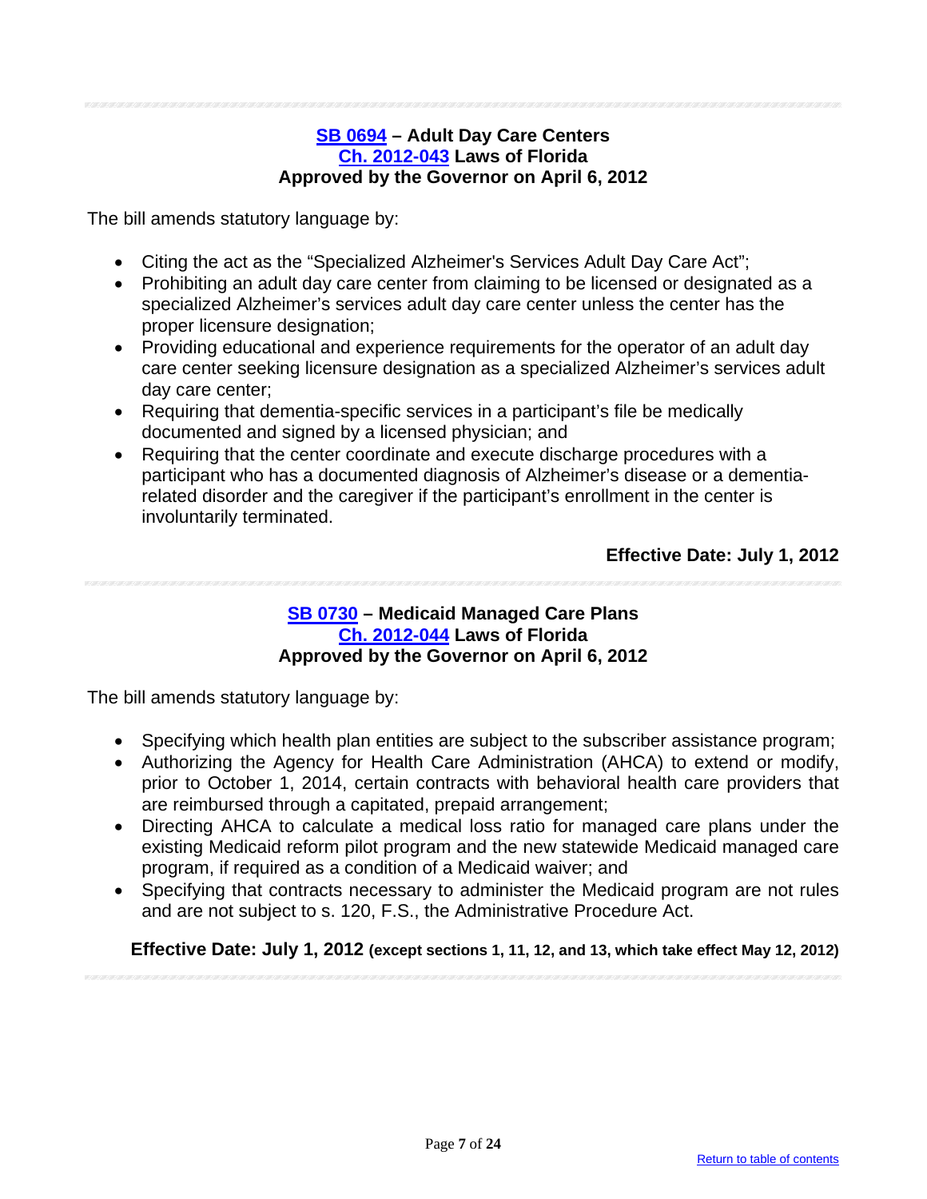### SB 0694 – Adult Day Care Centers
### Ch. 2012-043 Laws of Florida
### Approved by the Governor on April 6, 2012

The bill amends statutory language by:

- Citing the act as the "Specialized Alzheimer's Services Adult Day Care Act";
- Prohibiting an adult day care center from claiming to be licensed or designated as a specialized Alzheimer's services adult day care center unless the center has the proper licensure designation;
- Providing educational and experience requirements for the operator of an adult day care center seeking licensure designation as a specialized Alzheimer's services adult day care center;
- Requiring that dementia-specific services in a participant's file be medically documented and signed by a licensed physician; and
- Requiring that the center coordinate and execute discharge procedures with a participant who has a documented diagnosis of Alzheimer's disease or a dementia-related disorder and the caregiver if the participant's enrollment in the center is involuntarily terminated.

**Effective Date: July 1, 2012**

### SB 0730 – Medicaid Managed Care Plans
### Ch. 2012-044 Laws of Florida
### Approved by the Governor on April 6, 2012

The bill amends statutory language by:

- Specifying which health plan entities are subject to the subscriber assistance program;
- Authorizing the Agency for Health Care Administration (AHCA) to extend or modify, prior to October 1, 2014, certain contracts with behavioral health care providers that are reimbursed through a capitated, prepaid arrangement;
- Directing AHCA to calculate a medical loss ratio for managed care plans under the existing Medicaid reform pilot program and the new statewide Medicaid managed care program, if required as a condition of a Medicaid waiver; and
- Specifying that contracts necessary to administer the Medicaid program are not rules and are not subject to s. 120, F.S., the Administrative Procedure Act.

**Effective Date: July 1, 2012 (except sections 1, 11, 12, and 13, which take effect May 12, 2012)**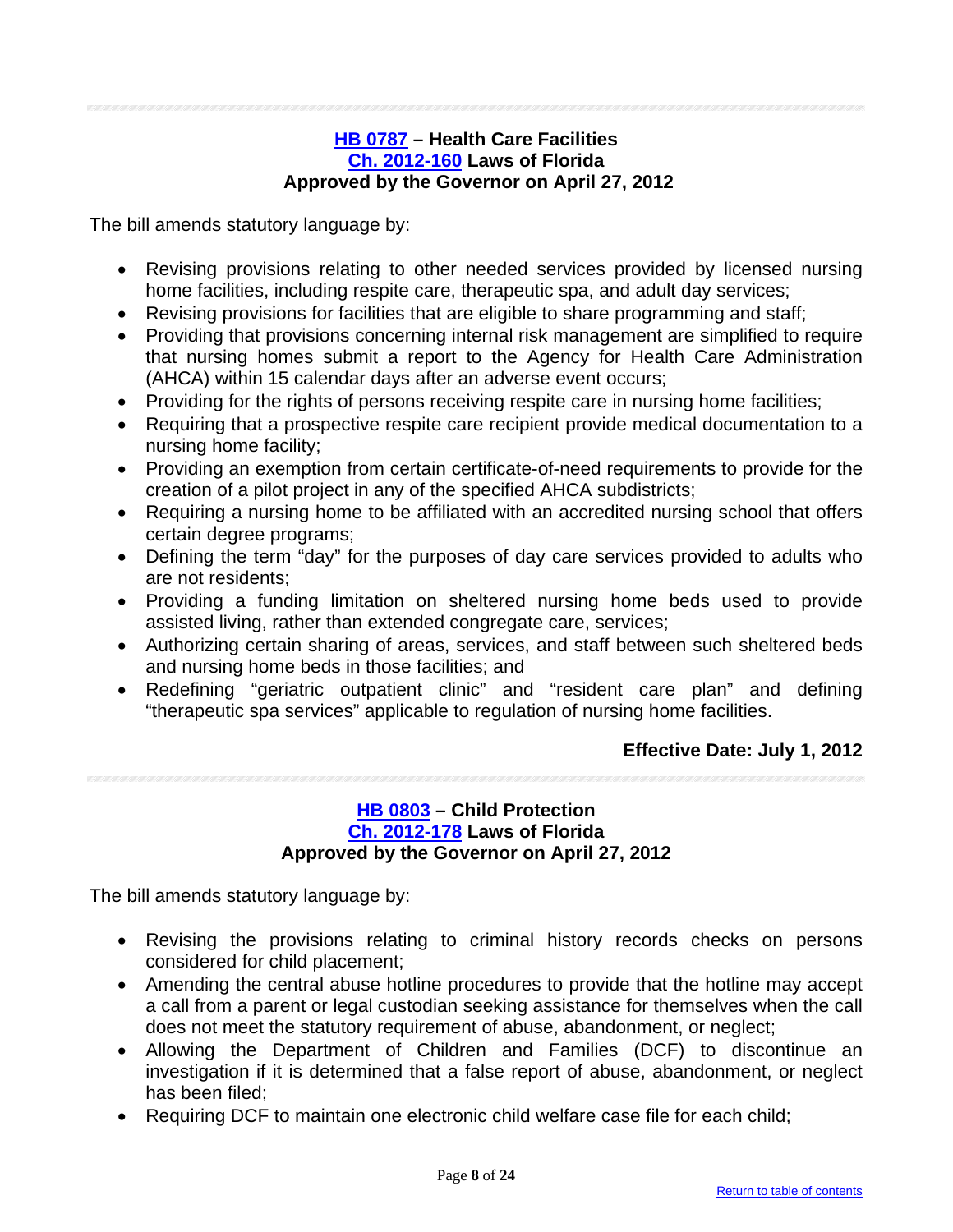**HB 0787 – Health Care Facilities**
**Ch. 2012-160 Laws of Florida**
**Approved by the Governor on April 27, 2012**

The bill amends statutory language by:

- Revising provisions relating to other needed services provided by licensed nursing home facilities, including respite care, therapeutic spa, and adult day services;
- Revising provisions for facilities that are eligible to share programming and staff;
- Providing that provisions concerning internal risk management are simplified to require that nursing homes submit a report to the Agency for Health Care Administration (AHCA) within 15 calendar days after an adverse event occurs;
- Providing for the rights of persons receiving respite care in nursing home facilities;
- Requiring that a prospective respite care recipient provide medical documentation to a nursing home facility;
- Providing an exemption from certain certificate-of-need requirements to provide for the creation of a pilot project in any of the specified AHCA subdistricts;
- Requiring a nursing home to be affiliated with an accredited nursing school that offers certain degree programs;
- Defining the term "day" for the purposes of day care services provided to adults who are not residents;
- Providing a funding limitation on sheltered nursing home beds used to provide assisted living, rather than extended congregate care, services;
- Authorizing certain sharing of areas, services, and staff between such sheltered beds and nursing home beds in those facilities; and
- Redefining "geriatric outpatient clinic" and "resident care plan" and defining "therapeutic spa services" applicable to regulation of nursing home facilities.

**Effective Date: July 1, 2012**

---

**HB 0803 – Child Protection**
**Ch. 2012-178 Laws of Florida**
**Approved by the Governor on April 27, 2012**

The bill amends statutory language by:

- Revising the provisions relating to criminal history records checks on persons considered for child placement;
- Amending the central abuse hotline procedures to provide that the hotline may accept a call from a parent or legal custodian seeking assistance for themselves when the call does not meet the statutory requirement of abuse, abandonment, or neglect;
- Allowing the Department of Children and Families (DCF) to discontinue an investigation if it is determined that a false report of abuse, abandonment, or neglect has been filed;
- Requiring DCF to maintain one electronic child welfare case file for each child;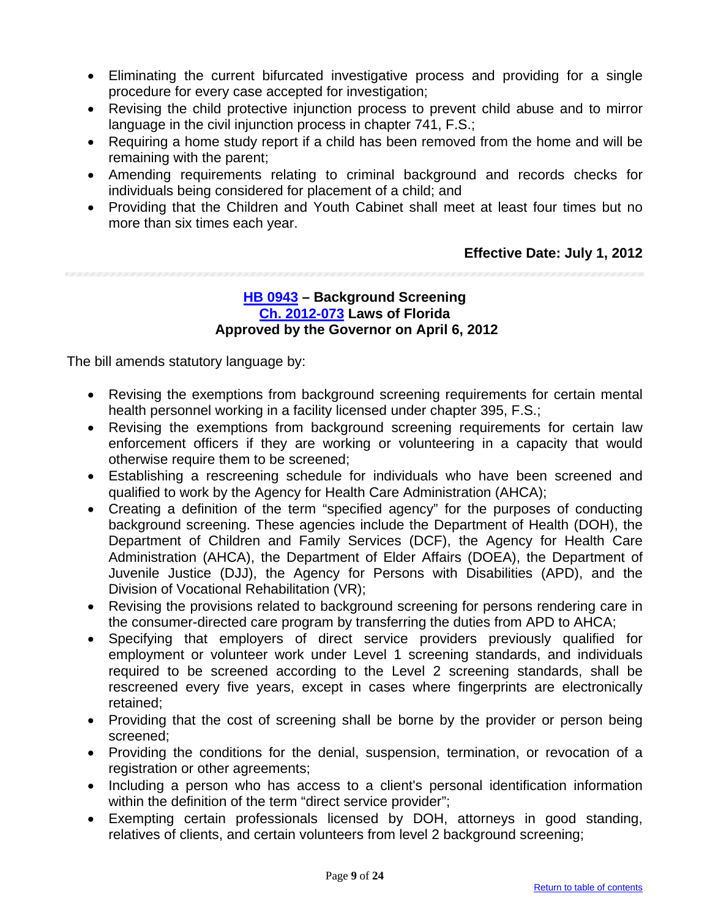- Eliminating the current bifurcated investigative process and providing for a single procedure for every case accepted for investigation;
- Revising the child protective injunction process to prevent child abuse and to mirror language in the civil injunction process in chapter 741, F.S.;
- Requiring a home study report if a child has been removed from the home and will be remaining with the parent;
- Amending requirements relating to criminal background and records checks for individuals being considered for placement of a child; and
- Providing that the Children and Youth Cabinet shall meet at least four times but no more than six times each year.

**Effective Date: July 1, 2012**

---

### HB 0943 – Background Screening
### Ch. 2012-073 Laws of Florida
### Approved by the Governor on April 6, 2012

The bill amends statutory language by:

- Revising the exemptions from background screening requirements for certain mental health personnel working in a facility licensed under chapter 395, F.S.;
- Revising the exemptions from background screening requirements for certain law enforcement officers if they are working or volunteering in a capacity that would otherwise require them to be screened;
- Establishing a rescreening schedule for individuals who have been screened and qualified to work by the Agency for Health Care Administration (AHCA);
- Creating a definition of the term "specified agency" for the purposes of conducting background screening. These agencies include the Department of Health (DOH), the Department of Children and Family Services (DCF), the Agency for Health Care Administration (AHCA), the Department of Elder Affairs (DOEA), the Department of Juvenile Justice (DJJ), the Agency for Persons with Disabilities (APD), and the Division of Vocational Rehabilitation (VR);
- Revising the provisions related to background screening for persons rendering care in the consumer-directed care program by transferring the duties from APD to AHCA;
- Specifying that employers of direct service providers previously qualified for employment or volunteer work under Level 1 screening standards, and individuals required to be screened according to the Level 2 screening standards, shall be rescreened every five years, except in cases where fingerprints are electronically retained;
- Providing that the cost of screening shall be borne by the provider or person being screened;
- Providing the conditions for the denial, suspension, termination, or revocation of a registration or other agreements;
- Including a person who has access to a client's personal identification information within the definition of the term "direct service provider";
- Exempting certain professionals licensed by DOH, attorneys in good standing, relatives of clients, and certain volunteers from level 2 background screening;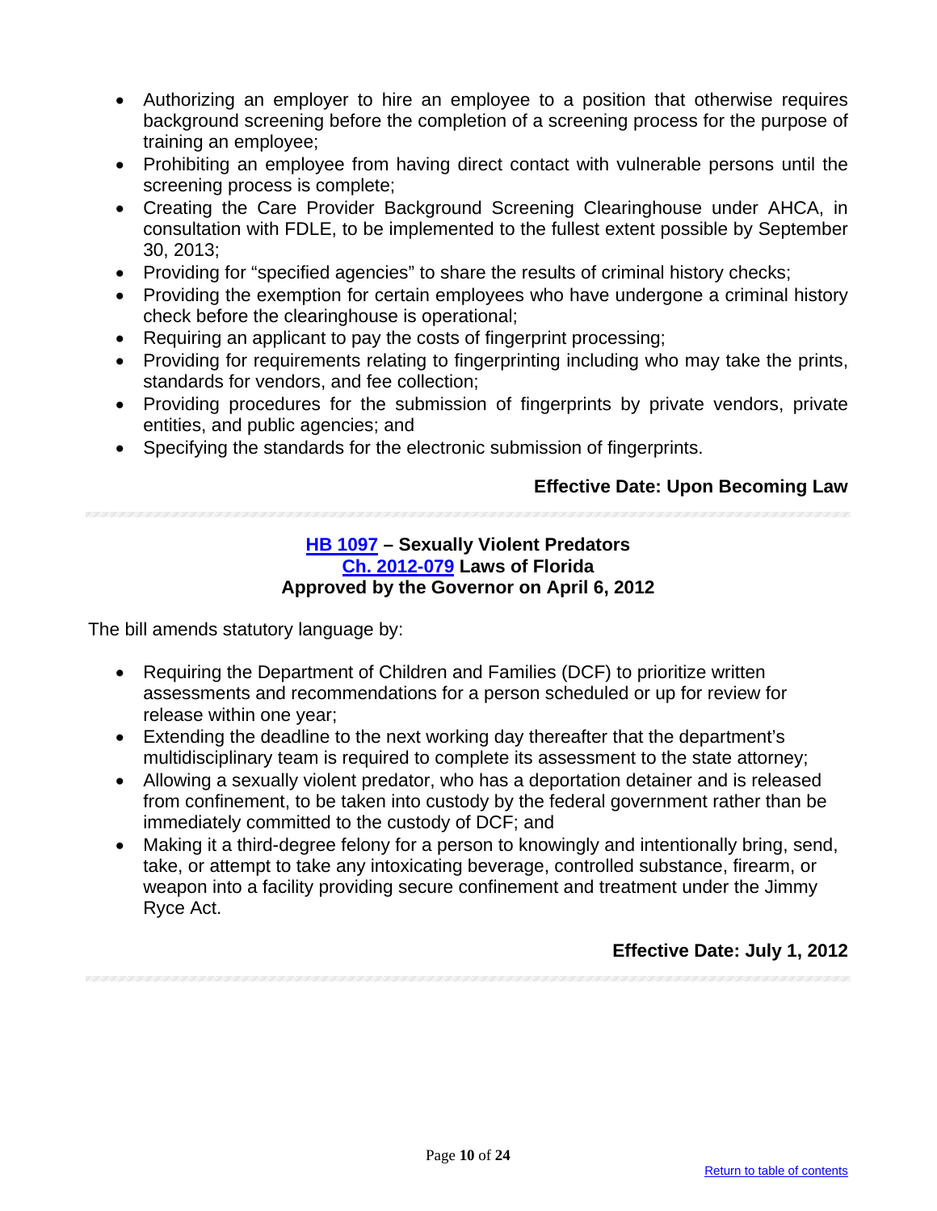- Authorizing an employer to hire an employee to a position that otherwise requires background screening before the completion of a screening process for the purpose of training an employee;
- Prohibiting an employee from having direct contact with vulnerable persons until the screening process is complete;
- Creating the Care Provider Background Screening Clearinghouse under AHCA, in consultation with FDLE, to be implemented to the fullest extent possible by September 30, 2013;
- Providing for "specified agencies" to share the results of criminal history checks;
- Providing the exemption for certain employees who have undergone a criminal history check before the clearinghouse is operational;
- Requiring an applicant to pay the costs of fingerprint processing;
- Providing for requirements relating to fingerprinting including who may take the prints, standards for vendors, and fee collection;
- Providing procedures for the submission of fingerprints by private vendors, private entities, and public agencies; and
- Specifying the standards for the electronic submission of fingerprints.

**Effective Date: Upon Becoming Law**

---

### HB 1097 – Sexually Violent Predators
### Ch. 2012-079 Laws of Florida
### Approved by the Governor on April 6, 2012

The bill amends statutory language by:

- Requiring the Department of Children and Families (DCF) to prioritize written assessments and recommendations for a person scheduled or up for review for release within one year;
- Extending the deadline to the next working day thereafter that the department's multidisciplinary team is required to complete its assessment to the state attorney;
- Allowing a sexually violent predator, who has a deportation detainer and is released from confinement, to be taken into custody by the federal government rather than be immediately committed to the custody of DCF; and
- Making it a third-degree felony for a person to knowingly and intentionally bring, send, take, or attempt to take any intoxicating beverage, controlled substance, firearm, or weapon into a facility providing secure confinement and treatment under the Jimmy Ryce Act.

**Effective Date: July 1, 2012**

---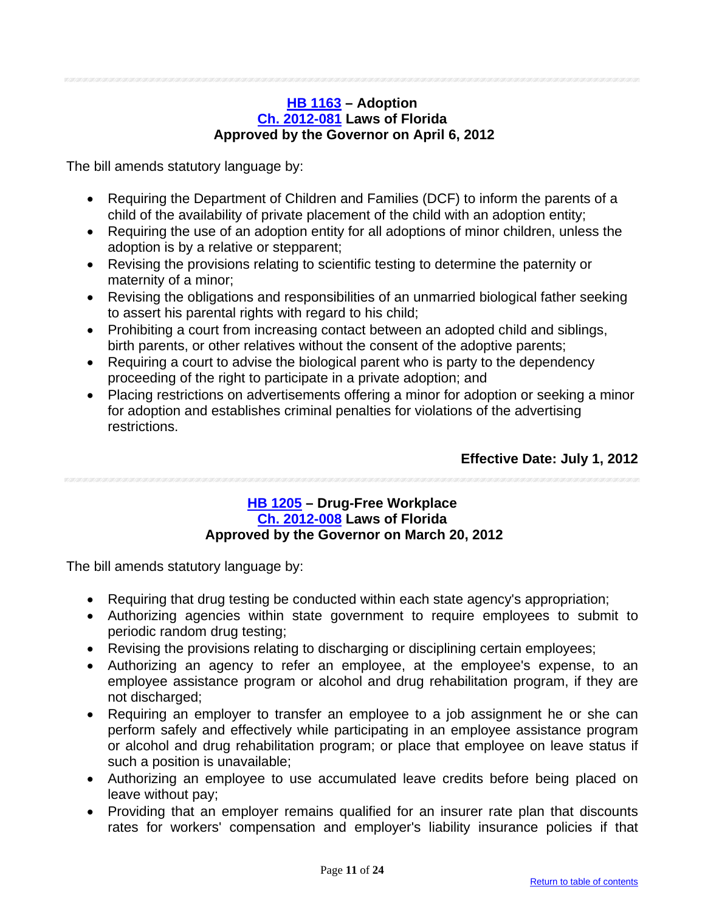**HB 1163 – Adoption**
**Ch. 2012-081 Laws of Florida**
**Approved by the Governor on April 6, 2012**

The bill amends statutory language by:

- Requiring the Department of Children and Families (DCF) to inform the parents of a child of the availability of private placement of the child with an adoption entity;
- Requiring the use of an adoption entity for all adoptions of minor children, unless the adoption is by a relative or stepparent;
- Revising the provisions relating to scientific testing to determine the paternity or maternity of a minor;
- Revising the obligations and responsibilities of an unmarried biological father seeking to assert his parental rights with regard to his child;
- Prohibiting a court from increasing contact between an adopted child and siblings, birth parents, or other relatives without the consent of the adoptive parents;
- Requiring a court to advise the biological parent who is party to the dependency proceeding of the right to participate in a private adoption; and
- Placing restrictions on advertisements offering a minor for adoption or seeking a minor for adoption and establishes criminal penalties for violations of the advertising restrictions.

**Effective Date: July 1, 2012**

---

**HB 1205 – Drug-Free Workplace**
**Ch. 2012-008 Laws of Florida**
**Approved by the Governor on March 20, 2012**

The bill amends statutory language by:

- Requiring that drug testing be conducted within each state agency's appropriation;
- Authorizing agencies within state government to require employees to submit to periodic random drug testing;
- Revising the provisions relating to discharging or disciplining certain employees;
- Authorizing an agency to refer an employee, at the employee's expense, to an employee assistance program or alcohol and drug rehabilitation program, if they are not discharged;
- Requiring an employer to transfer an employee to a job assignment he or she can perform safely and effectively while participating in an employee assistance program or alcohol and drug rehabilitation program; or place that employee on leave status if such a position is unavailable;
- Authorizing an employee to use accumulated leave credits before being placed on leave without pay;
- Providing that an employer remains qualified for an insurer rate plan that discounts rates for workers' compensation and employer's liability insurance policies if that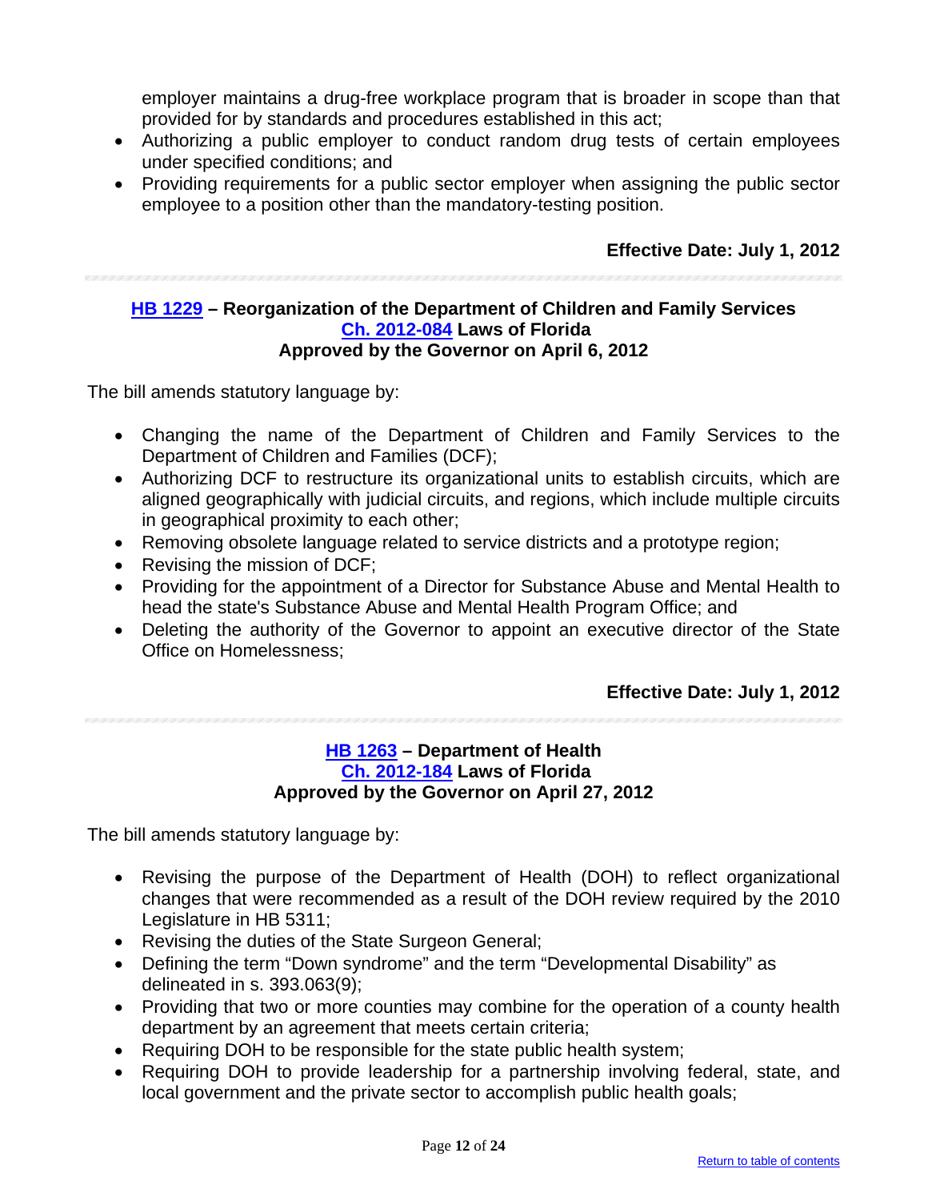employer maintains a drug-free workplace program that is broader in scope than that provided for by standards and procedures established in this act;

- Authorizing a public employer to conduct random drug tests of certain employees under specified conditions; and
- Providing requirements for a public sector employer when assigning the public sector employee to a position other than the mandatory-testing position.

**Effective Date: July 1, 2012**

### HB 1229 – Reorganization of the Department of Children and Family Services
**Ch. 2012-084 Laws of Florida**
**Approved by the Governor on April 6, 2012**

The bill amends statutory language by:

- Changing the name of the Department of Children and Family Services to the Department of Children and Families (DCF);
- Authorizing DCF to restructure its organizational units to establish circuits, which are aligned geographically with judicial circuits, and regions, which include multiple circuits in geographical proximity to each other;
- Removing obsolete language related to service districts and a prototype region;
- Revising the mission of DCF;
- Providing for the appointment of a Director for Substance Abuse and Mental Health to head the state's Substance Abuse and Mental Health Program Office; and
- Deleting the authority of the Governor to appoint an executive director of the State Office on Homelessness;

**Effective Date: July 1, 2012**

### HB 1263 – Department of Health
**Ch. 2012-184 Laws of Florida**
**Approved by the Governor on April 27, 2012**

The bill amends statutory language by:

- Revising the purpose of the Department of Health (DOH) to reflect organizational changes that were recommended as a result of the DOH review required by the 2010 Legislature in HB 5311;
- Revising the duties of the State Surgeon General;
- Defining the term "Down syndrome" and the term "Developmental Disability" as delineated in s. 393.063(9);
- Providing that two or more counties may combine for the operation of a county health department by an agreement that meets certain criteria;
- Requiring DOH to be responsible for the state public health system;
- Requiring DOH to provide leadership for a partnership involving federal, state, and local government and the private sector to accomplish public health goals;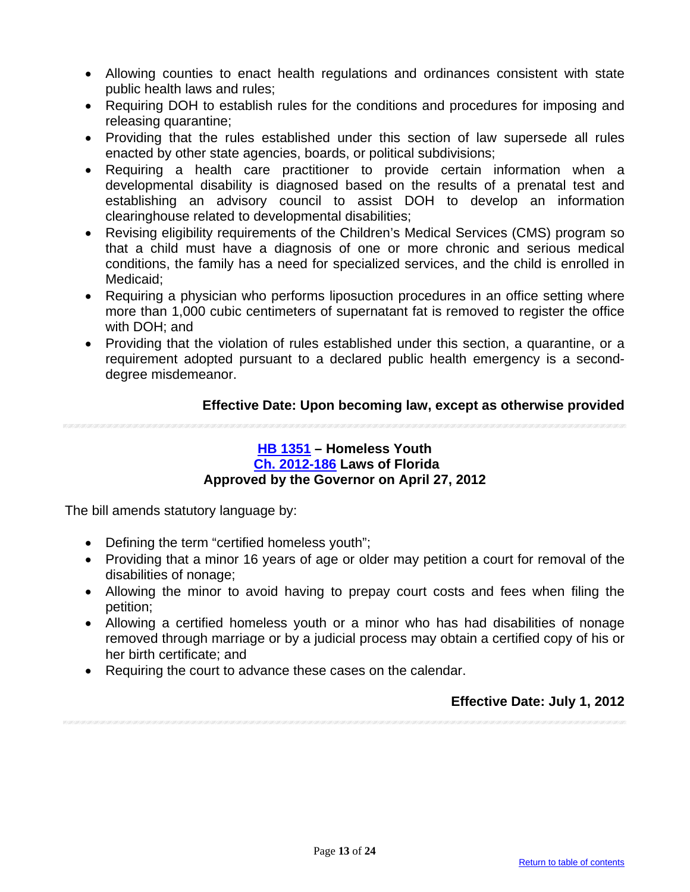- Allowing counties to enact health regulations and ordinances consistent with state public health laws and rules;
- Requiring DOH to establish rules for the conditions and procedures for imposing and releasing quarantine;
- Providing that the rules established under this section of law supersede all rules enacted by other state agencies, boards, or political subdivisions;
- Requiring a health care practitioner to provide certain information when a developmental disability is diagnosed based on the results of a prenatal test and establishing an advisory council to assist DOH to develop an information clearinghouse related to developmental disabilities;
- Revising eligibility requirements of the Children's Medical Services (CMS) program so that a child must have a diagnosis of one or more chronic and serious medical conditions, the family has a need for specialized services, and the child is enrolled in Medicaid;
- Requiring a physician who performs liposuction procedures in an office setting where more than 1,000 cubic centimeters of supernatant fat is removed to register the office with DOH; and
- Providing that the violation of rules established under this section, a quarantine, or a requirement adopted pursuant to a declared public health emergency is a second-degree misdemeanor.

**Effective Date: Upon becoming law, except as otherwise provided**

---

### HB 1351 – Homeless Youth
### Ch. 2012-186 Laws of Florida
### Approved by the Governor on April 27, 2012

The bill amends statutory language by:

- Defining the term "certified homeless youth";
- Providing that a minor 16 years of age or older may petition a court for removal of the disabilities of nonage;
- Allowing the minor to avoid having to prepay court costs and fees when filing the petition;
- Allowing a certified homeless youth or a minor who has had disabilities of nonage removed through marriage or by a judicial process may obtain a certified copy of his or her birth certificate; and
- Requiring the court to advance these cases on the calendar.

**Effective Date: July 1, 2012**

---

Return to table of contents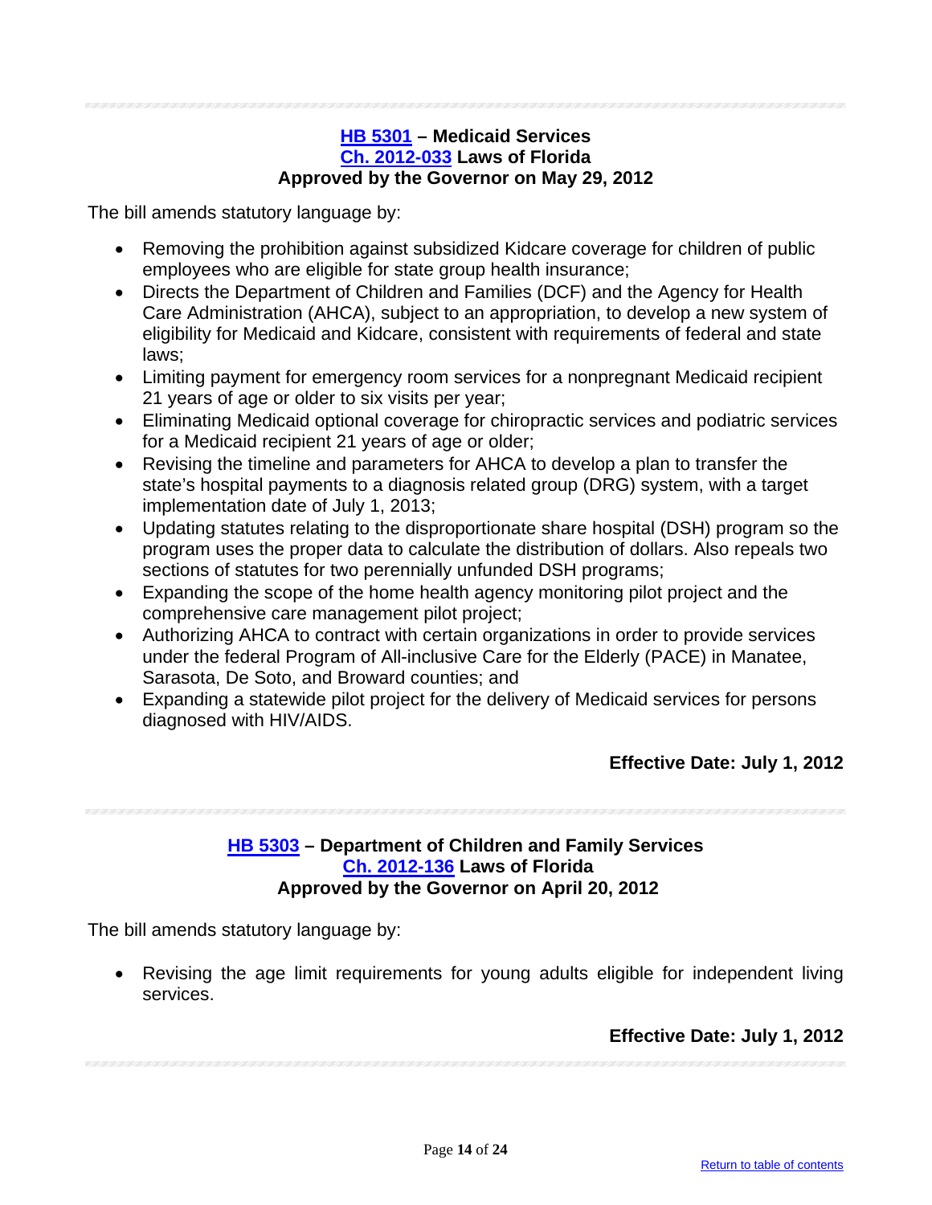### HB 5301 – Medicaid Services
### Ch. 2012-033 Laws of Florida
### Approved by the Governor on May 29, 2012

The bill amends statutory language by:

- Removing the prohibition against subsidized Kidcare coverage for children of public employees who are eligible for state group health insurance;
- Directs the Department of Children and Families (DCF) and the Agency for Health Care Administration (AHCA), subject to an appropriation, to develop a new system of eligibility for Medicaid and Kidcare, consistent with requirements of federal and state laws;
- Limiting payment for emergency room services for a nonpregnant Medicaid recipient 21 years of age or older to six visits per year;
- Eliminating Medicaid optional coverage for chiropractic services and podiatric services for a Medicaid recipient 21 years of age or older;
- Revising the timeline and parameters for AHCA to develop a plan to transfer the state's hospital payments to a diagnosis related group (DRG) system, with a target implementation date of July 1, 2013;
- Updating statutes relating to the disproportionate share hospital (DSH) program so the program uses the proper data to calculate the distribution of dollars. Also repeals two sections of statutes for two perennially unfunded DSH programs;
- Expanding the scope of the home health agency monitoring pilot project and the comprehensive care management pilot project;
- Authorizing AHCA to contract with certain organizations in order to provide services under the federal Program of All-inclusive Care for the Elderly (PACE) in Manatee, Sarasota, De Soto, and Broward counties; and
- Expanding a statewide pilot project for the delivery of Medicaid services for persons diagnosed with HIV/AIDS.

**Effective Date: July 1, 2012**

### HB 5303 – Department of Children and Family Services
### Ch. 2012-136 Laws of Florida
### Approved by the Governor on April 20, 2012

The bill amends statutory language by:

- Revising the age limit requirements for young adults eligible for independent living services.

**Effective Date: July 1, 2012**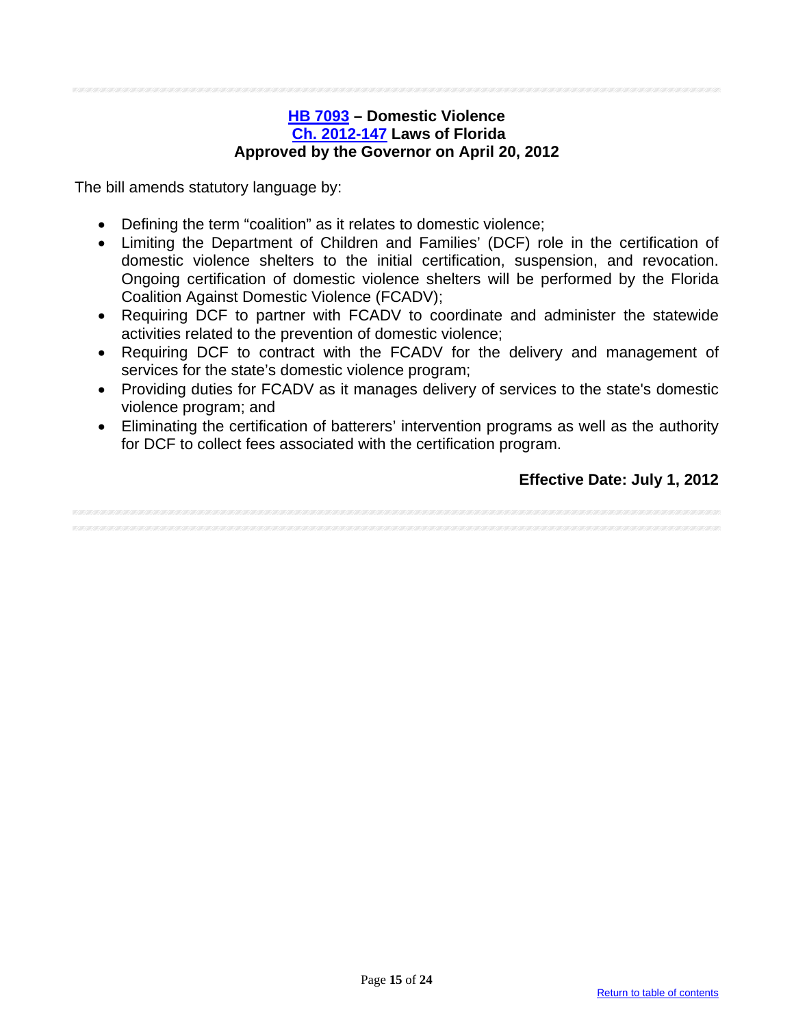### HB 7093 – Domestic Violence
### Ch. 2012-147 Laws of Florida
### Approved by the Governor on April 20, 2012

The bill amends statutory language by:

- Defining the term "coalition" as it relates to domestic violence;
- Limiting the Department of Children and Families' (DCF) role in the certification of domestic violence shelters to the initial certification, suspension, and revocation. Ongoing certification of domestic violence shelters will be performed by the Florida Coalition Against Domestic Violence (FCADV);
- Requiring DCF to partner with FCADV to coordinate and administer the statewide activities related to the prevention of domestic violence;
- Requiring DCF to contract with the FCADV for the delivery and management of services for the state's domestic violence program;
- Providing duties for FCADV as it manages delivery of services to the state's domestic violence program; and
- Eliminating the certification of batterers' intervention programs as well as the authority for DCF to collect fees associated with the certification program.

**Effective Date: July 1, 2012**

Return to table of contents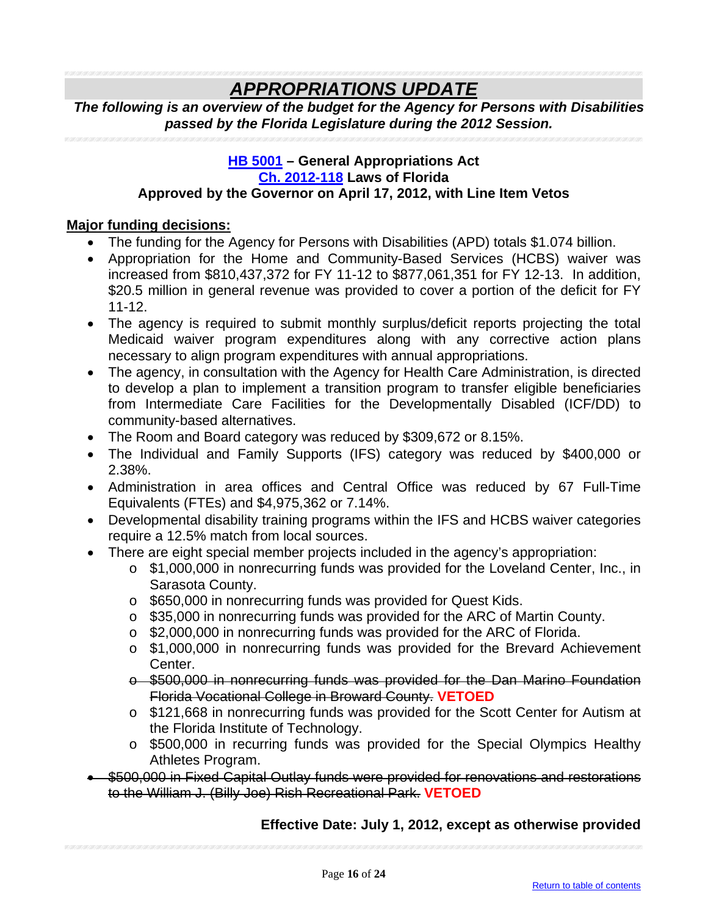# *APPROPRIATIONS UPDATE*

***The following is an overview of the budget for the Agency for Persons with Disabilities passed by the Florida Legislature during the 2012 Session.***

**[HB 5001](#) – General Appropriations Act**
**[Ch. 2012-118](#) Laws of Florida**
**Approved by the Governor on April 17, 2012, with Line Item Vetos**

**Major funding decisions:**

- The funding for the Agency for Persons with Disabilities (APD) totals $1.074 billion.
- Appropriation for the Home and Community-Based Services (HCBS) waiver was increased from $810,437,372 for FY 11-12 to $877,061,351 for FY 12-13. In addition, $20.5 million in general revenue was provided to cover a portion of the deficit for FY 11-12.
- The agency is required to submit monthly surplus/deficit reports projecting the total Medicaid waiver program expenditures along with any corrective action plans necessary to align program expenditures with annual appropriations.
- The agency, in consultation with the Agency for Health Care Administration, is directed to develop a plan to implement a transition program to transfer eligible beneficiaries from Intermediate Care Facilities for the Developmentally Disabled (ICF/DD) to community-based alternatives.
- The Room and Board category was reduced by $309,672 or 8.15%.
- The Individual and Family Supports (IFS) category was reduced by $400,000 or 2.38%.
- Administration in area offices and Central Office was reduced by 67 Full-Time Equivalents (FTEs) and $4,975,362 or 7.14%.
- Developmental disability training programs within the IFS and HCBS waiver categories require a 12.5% match from local sources.
- There are eight special member projects included in the agency's appropriation:
    - $1,000,000 in nonrecurring funds was provided for the Loveland Center, Inc., in Sarasota County.
    - $650,000 in nonrecurring funds was provided for Quest Kids.
    - $35,000 in nonrecurring funds was provided for the ARC of Martin County.
    - $2,000,000 in nonrecurring funds was provided for the ARC of Florida.
    - $1,000,000 in nonrecurring funds was provided for the Brevard Achievement Center.
    - ~~$500,000 in nonrecurring funds was provided for the Dan Marino Foundation Florida Vocational College in Broward County.~~ **VETOED**
    - $121,668 in nonrecurring funds was provided for the Scott Center for Autism at the Florida Institute of Technology.
    - $500,000 in recurring funds was provided for the Special Olympics Healthy Athletes Program.
- ~~$500,000 in Fixed Capital Outlay funds were provided for renovations and restorations to the William J. (Billy Joe) Rish Recreational Park.~~ **VETOED**

**Effective Date: July 1, 2012, except as otherwise provided**

[Return to table of contents](#)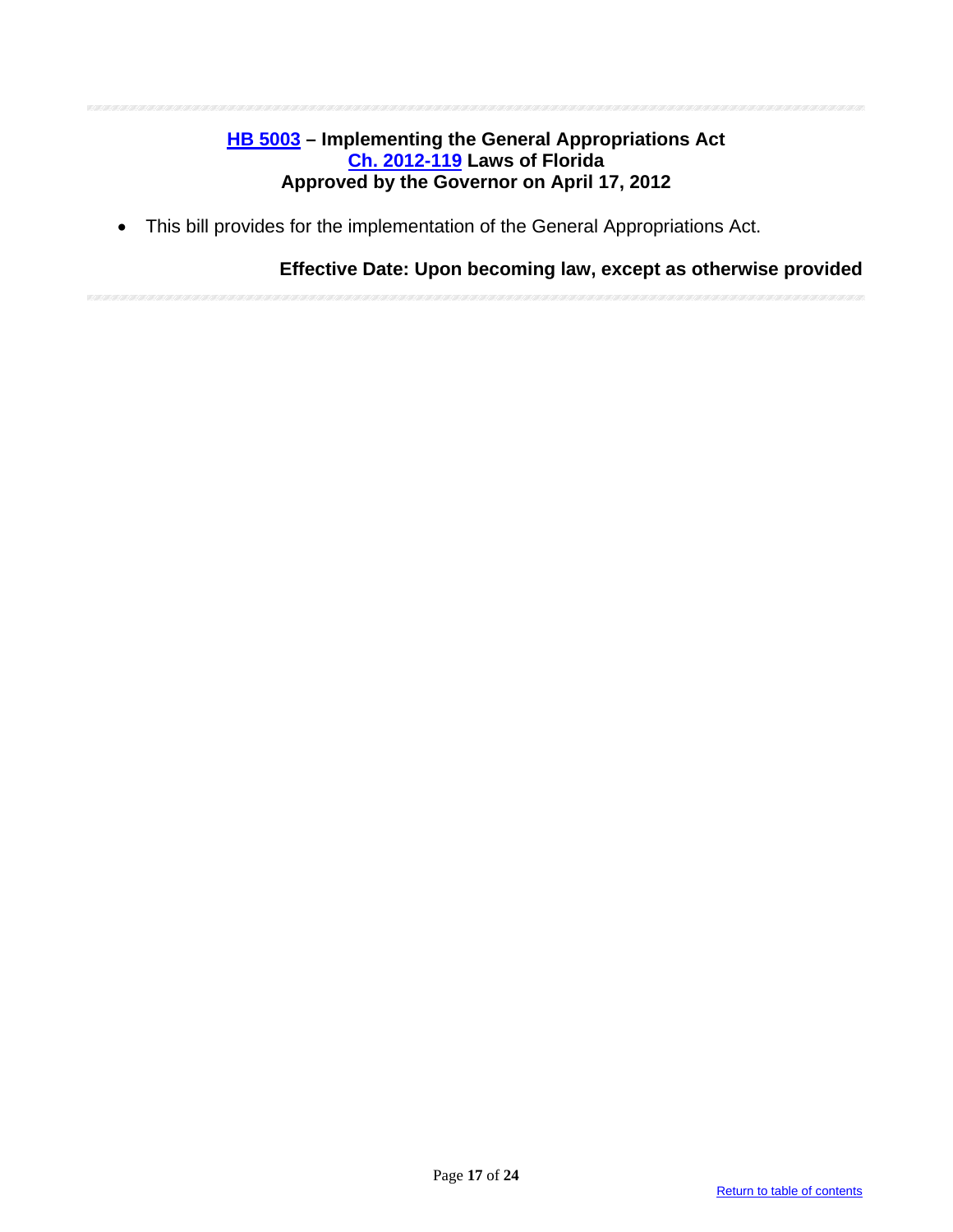**HB 5003 – Implementing the General Appropriations Act**
**Ch. 2012-119 Laws of Florida**
**Approved by the Governor on April 17, 2012**

- This bill provides for the implementation of the General Appropriations Act.

**Effective Date: Upon becoming law, except as otherwise provided**

Return to table of contents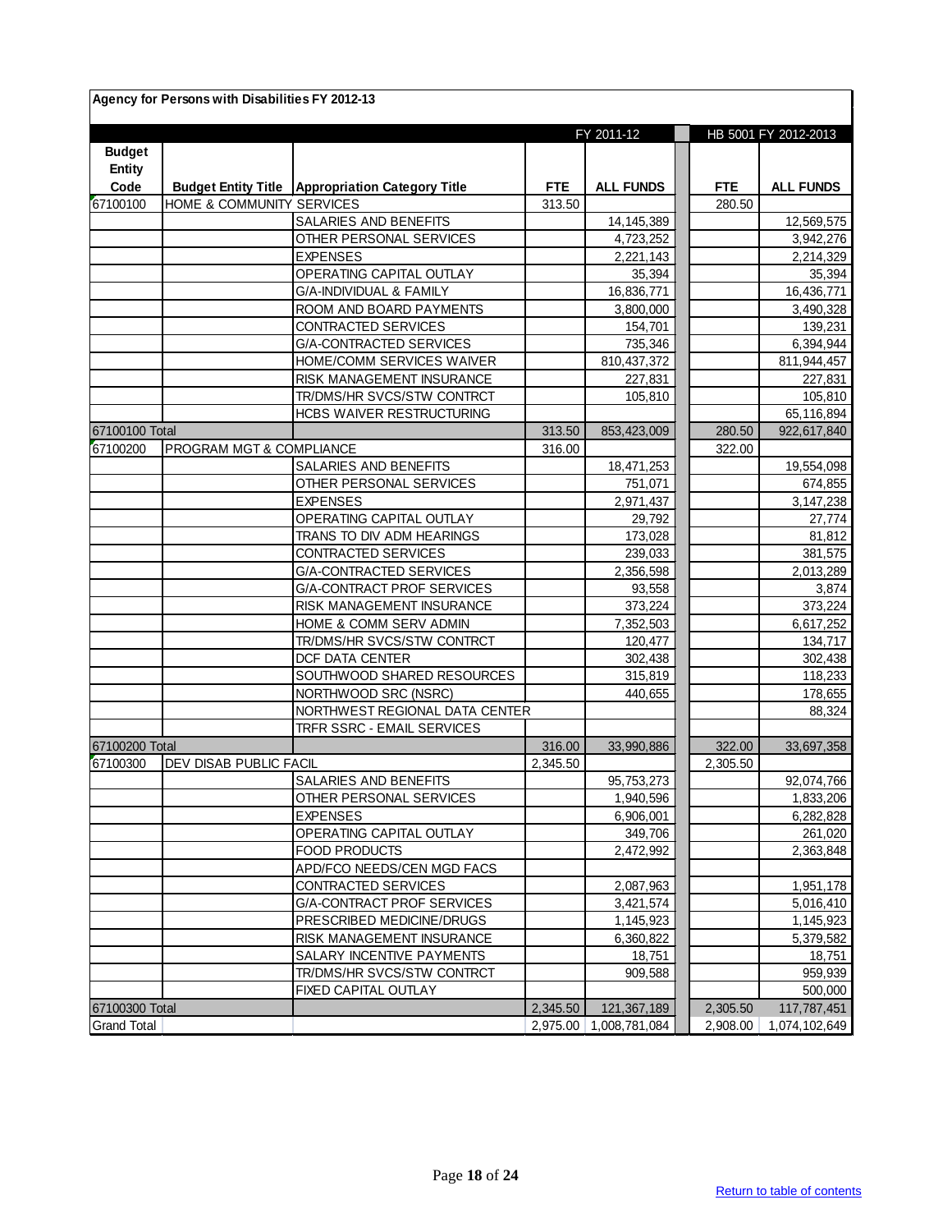**Agency for Persons with Disabilities FY 2012-13**

| Budget Entity Code | Budget Entity Title | Appropriation Category Title | FY 2011-12 FTE | FY 2011-12 ALL FUNDS | HB 5001 FY 2012-2013 FTE | HB 5001 FY 2012-2013 ALL FUNDS |
|---|---|---|---|---|---|---|
| 67100100 | HOME & COMMUNITY SERVICES | | 313.50 | | 280.50 | |
| | | SALARIES AND BENEFITS | | 14,145,389 | | 12,569,575 |
| | | OTHER PERSONAL SERVICES | | 4,723,252 | | 3,942,276 |
| | | EXPENSES | | 2,221,143 | | 2,214,329 |
| | | OPERATING CAPITAL OUTLAY | | 35,394 | | 35,394 |
| | | G/A-INDIVIDUAL & FAMILY | | 16,836,771 | | 16,436,771 |
| | | ROOM AND BOARD PAYMENTS | | 3,800,000 | | 3,490,328 |
| | | CONTRACTED SERVICES | | 154,701 | | 139,231 |
| | | G/A-CONTRACTED SERVICES | | 735,346 | | 6,394,944 |
| | | HOME/COMM SERVICES WAIVER | | 810,437,372 | | 811,944,457 |
| | | RISK MANAGEMENT INSURANCE | | 227,831 | | 227,831 |
| | | TR/DMS/HR SVCS/STW CONTRCT | | 105,810 | | 105,810 |
| | | HCBS WAIVER RESTRUCTURING | | | | 65,116,894 |
| 67100100 Total | | | 313.50 | 853,423,009 | 280.50 | 922,617,840 |
| 67100200 | PROGRAM MGT & COMPLIANCE | | 316.00 | | 322.00 | |
| | | SALARIES AND BENEFITS | | 18,471,253 | | 19,554,098 |
| | | OTHER PERSONAL SERVICES | | 751,071 | | 674,855 |
| | | EXPENSES | | 2,971,437 | | 3,147,238 |
| | | OPERATING CAPITAL OUTLAY | | 29,792 | | 27,774 |
| | | TRANS TO DIV ADM HEARINGS | | 173,028 | | 81,812 |
| | | CONTRACTED SERVICES | | 239,033 | | 381,575 |
| | | G/A-CONTRACTED SERVICES | | 2,356,598 | | 2,013,289 |
| | | G/A-CONTRACT PROF SERVICES | | 93,558 | | 3,874 |
| | | RISK MANAGEMENT INSURANCE | | 373,224 | | 373,224 |
| | | HOME & COMM SERV ADMIN | | 7,352,503 | | 6,617,252 |
| | | TR/DMS/HR SVCS/STW CONTRCT | | 120,477 | | 134,717 |
| | | DCF DATA CENTER | | 302,438 | | 302,438 |
| | | SOUTHWOOD SHARED RESOURCES | | 315,819 | | 118,233 |
| | | NORTHWOOD SRC (NSRC) | | 440,655 | | 178,655 |
| | | NORTHWEST REGIONAL DATA CENTER | | | | 88,324 |
| | | TRFR SSRC - EMAIL SERVICES | | | | |
| 67100200 Total | | | 316.00 | 33,990,886 | 322.00 | 33,697,358 |
| 67100300 | DEV DISAB PUBLIC FACIL | | 2,345.50 | | 2,305.50 | |
| | | SALARIES AND BENEFITS | | 95,753,273 | | 92,074,766 |
| | | OTHER PERSONAL SERVICES | | 1,940,596 | | 1,833,206 |
| | | EXPENSES | | 6,906,001 | | 6,282,828 |
| | | OPERATING CAPITAL OUTLAY | | 349,706 | | 261,020 |
| | | FOOD PRODUCTS | | 2,472,992 | | 2,363,848 |
| | | APD/FCO NEEDS/CEN MGD FACS | | | | |
| | | CONTRACTED SERVICES | | 2,087,963 | | 1,951,178 |
| | | G/A-CONTRACT PROF SERVICES | | 3,421,574 | | 5,016,410 |
| | | PRESCRIBED MEDICINE/DRUGS | | 1,145,923 | | 1,145,923 |
| | | RISK MANAGEMENT INSURANCE | | 6,360,822 | | 5,379,582 |
| | | SALARY INCENTIVE PAYMENTS | | 18,751 | | 18,751 |
| | | TR/DMS/HR SVCS/STW CONTRCT | | 909,588 | | 959,939 |
| | | FIXED CAPITAL OUTLAY | | | | 500,000 |
| 67100300 Total | | | 2,345.50 | 121,367,189 | 2,305.50 | 117,787,451 |
| Grand Total | | | 2,975.00 | 1,008,781,084 | 2,908.00 | 1,074,102,649 |

Return to table of contents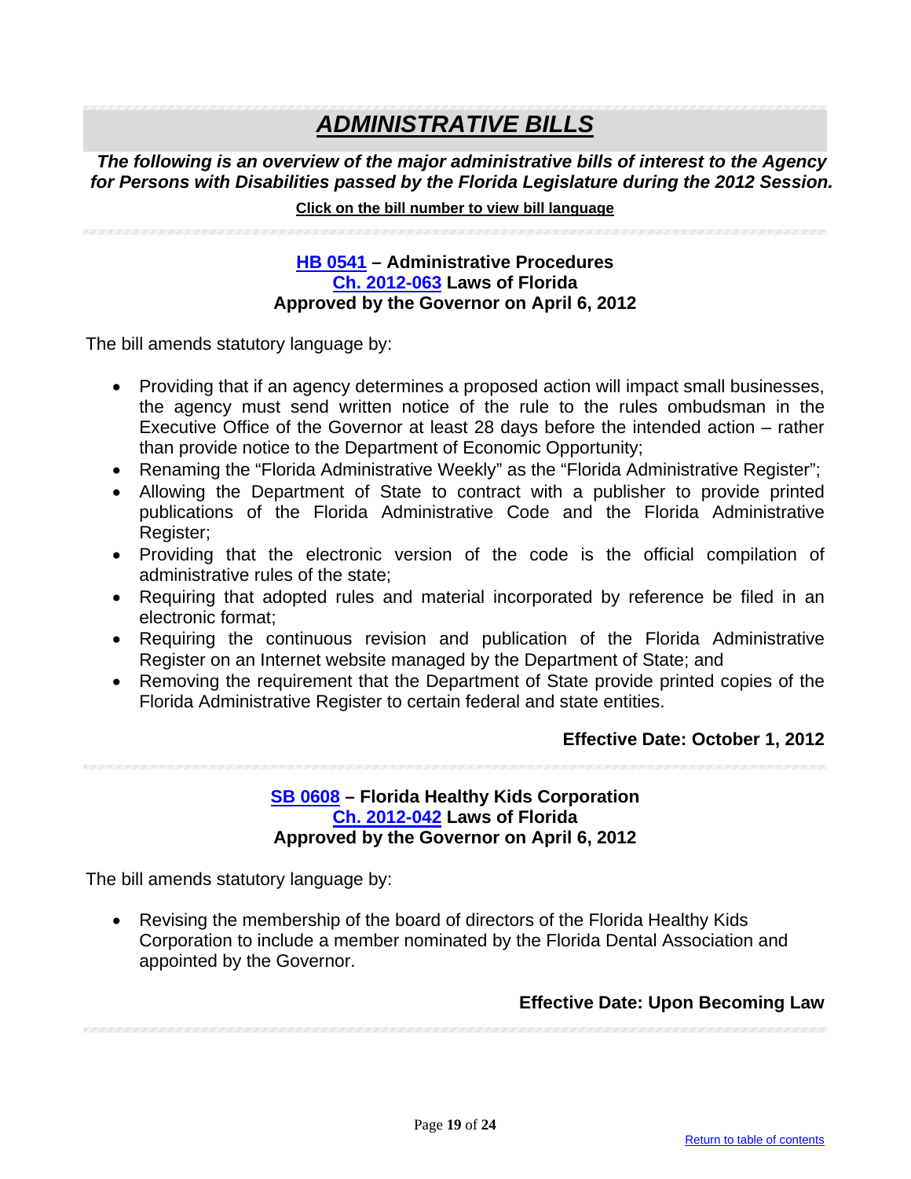# ***ADMINISTRATIVE BILLS***

***The following is an overview of the major administrative bills of interest to the Agency for Persons with Disabilities passed by the Florida Legislature during the 2012 Session.***

**Click on the bill number to view bill language**

### HB 0541 – Administrative Procedures
### Ch. 2012-063 Laws of Florida
### Approved by the Governor on April 6, 2012

The bill amends statutory language by:

- Providing that if an agency determines a proposed action will impact small businesses, the agency must send written notice of the rule to the rules ombudsman in the Executive Office of the Governor at least 28 days before the intended action – rather than provide notice to the Department of Economic Opportunity;
- Renaming the "Florida Administrative Weekly" as the "Florida Administrative Register";
- Allowing the Department of State to contract with a publisher to provide printed publications of the Florida Administrative Code and the Florida Administrative Register;
- Providing that the electronic version of the code is the official compilation of administrative rules of the state;
- Requiring that adopted rules and material incorporated by reference be filed in an electronic format;
- Requiring the continuous revision and publication of the Florida Administrative Register on an Internet website managed by the Department of State; and
- Removing the requirement that the Department of State provide printed copies of the Florida Administrative Register to certain federal and state entities.

**Effective Date: October 1, 2012**

### SB 0608 – Florida Healthy Kids Corporation
### Ch. 2012-042 Laws of Florida
### Approved by the Governor on April 6, 2012

The bill amends statutory language by:

- Revising the membership of the board of directors of the Florida Healthy Kids Corporation to include a member nominated by the Florida Dental Association and appointed by the Governor.

**Effective Date: Upon Becoming Law**

Return to table of contents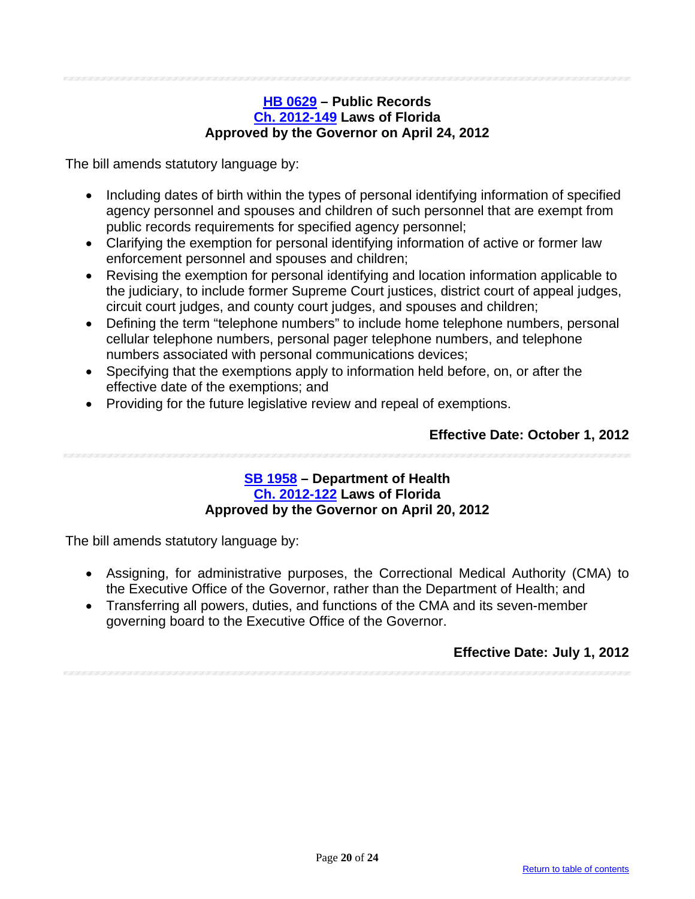### HB 0629 – Public Records
### Ch. 2012-149 Laws of Florida
### Approved by the Governor on April 24, 2012

The bill amends statutory language by:

- Including dates of birth within the types of personal identifying information of specified agency personnel and spouses and children of such personnel that are exempt from public records requirements for specified agency personnel;
- Clarifying the exemption for personal identifying information of active or former law enforcement personnel and spouses and children;
- Revising the exemption for personal identifying and location information applicable to the judiciary, to include former Supreme Court justices, district court of appeal judges, circuit court judges, and county court judges, and spouses and children;
- Defining the term "telephone numbers" to include home telephone numbers, personal cellular telephone numbers, personal pager telephone numbers, and telephone numbers associated with personal communications devices;
- Specifying that the exemptions apply to information held before, on, or after the effective date of the exemptions; and
- Providing for the future legislative review and repeal of exemptions.

**Effective Date: October 1, 2012**

### SB 1958 – Department of Health
### Ch. 2012-122 Laws of Florida
### Approved by the Governor on April 20, 2012

The bill amends statutory language by:

- Assigning, for administrative purposes, the Correctional Medical Authority (CMA) to the Executive Office of the Governor, rather than the Department of Health; and
- Transferring all powers, duties, and functions of the CMA and its seven-member governing board to the Executive Office of the Governor.

**Effective Date: July 1, 2012**

Return to table of contents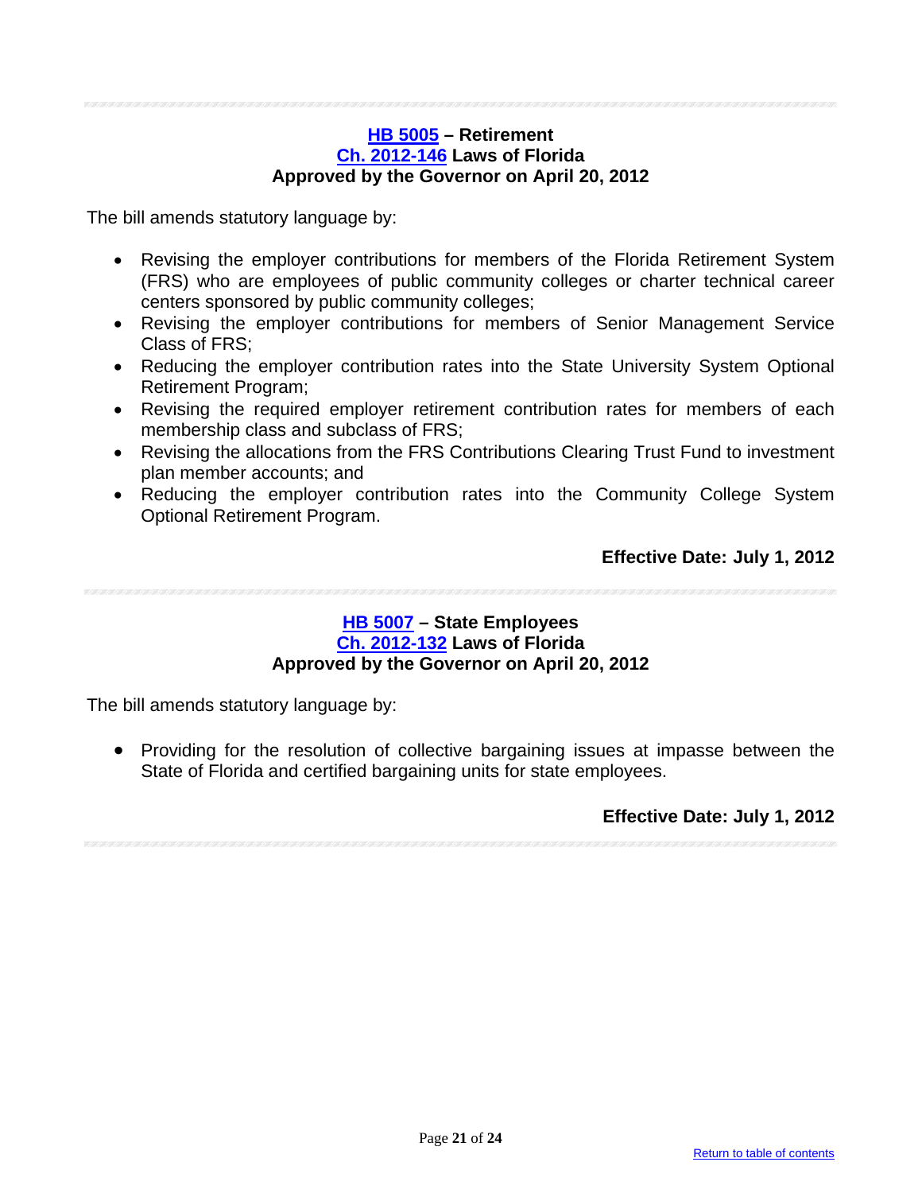### HB 5005 – Retirement
### Ch. 2012-146 Laws of Florida
### Approved by the Governor on April 20, 2012

The bill amends statutory language by:

- Revising the employer contributions for members of the Florida Retirement System (FRS) who are employees of public community colleges or charter technical career centers sponsored by public community colleges;
- Revising the employer contributions for members of Senior Management Service Class of FRS;
- Reducing the employer contribution rates into the State University System Optional Retirement Program;
- Revising the required employer retirement contribution rates for members of each membership class and subclass of FRS;
- Revising the allocations from the FRS Contributions Clearing Trust Fund to investment plan member accounts; and
- Reducing the employer contribution rates into the Community College System Optional Retirement Program.

**Effective Date: July 1, 2012**

---

### HB 5007 – State Employees
### Ch. 2012-132 Laws of Florida
### Approved by the Governor on April 20, 2012

The bill amends statutory language by:

- Providing for the resolution of collective bargaining issues at impasse between the State of Florida and certified bargaining units for state employees.

**Effective Date: July 1, 2012**

Return to table of contents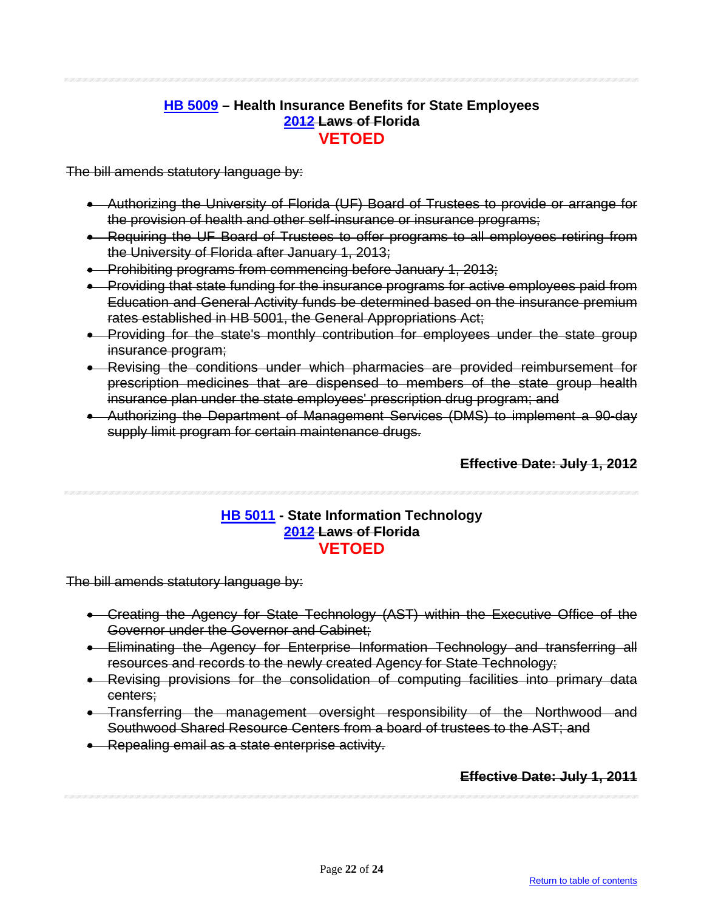### HB 5009 – Health Insurance Benefits for State Employees
**2012 ~~Laws of Florida~~**
**VETOED**

~~The bill amends statutory language by:~~

- ~~Authorizing the University of Florida (UF) Board of Trustees to provide or arrange for the provision of health and other self-insurance or insurance programs;~~
- ~~Requiring the UF Board of Trustees to offer programs to all employees retiring from the University of Florida after January 1, 2013;~~
- ~~Prohibiting programs from commencing before January 1, 2013;~~
- ~~Providing that state funding for the insurance programs for active employees paid from Education and General Activity funds be determined based on the insurance premium rates established in HB 5001, the General Appropriations Act;~~
- ~~Providing for the state's monthly contribution for employees under the state group insurance program;~~
- ~~Revising the conditions under which pharmacies are provided reimbursement for prescription medicines that are dispensed to members of the state group health insurance plan under the state employees' prescription drug program; and~~
- ~~Authorizing the Department of Management Services (DMS) to implement a 90-day supply limit program for certain maintenance drugs.~~

**~~Effective Date: July 1, 2012~~**

### HB 5011 - State Information Technology
**2012 ~~Laws of Florida~~**
**VETOED**

~~The bill amends statutory language by:~~

- ~~Creating the Agency for State Technology (AST) within the Executive Office of the Governor under the Governor and Cabinet;~~
- ~~Eliminating the Agency for Enterprise Information Technology and transferring all resources and records to the newly created Agency for State Technology;~~
- ~~Revising provisions for the consolidation of computing facilities into primary data centers;~~
- ~~Transferring the management oversight responsibility of the Northwood and Southwood Shared Resource Centers from a board of trustees to the AST; and~~
- ~~Repealing email as a state enterprise activity.~~

**~~Effective Date: July 1, 2011~~**

Return to table of contents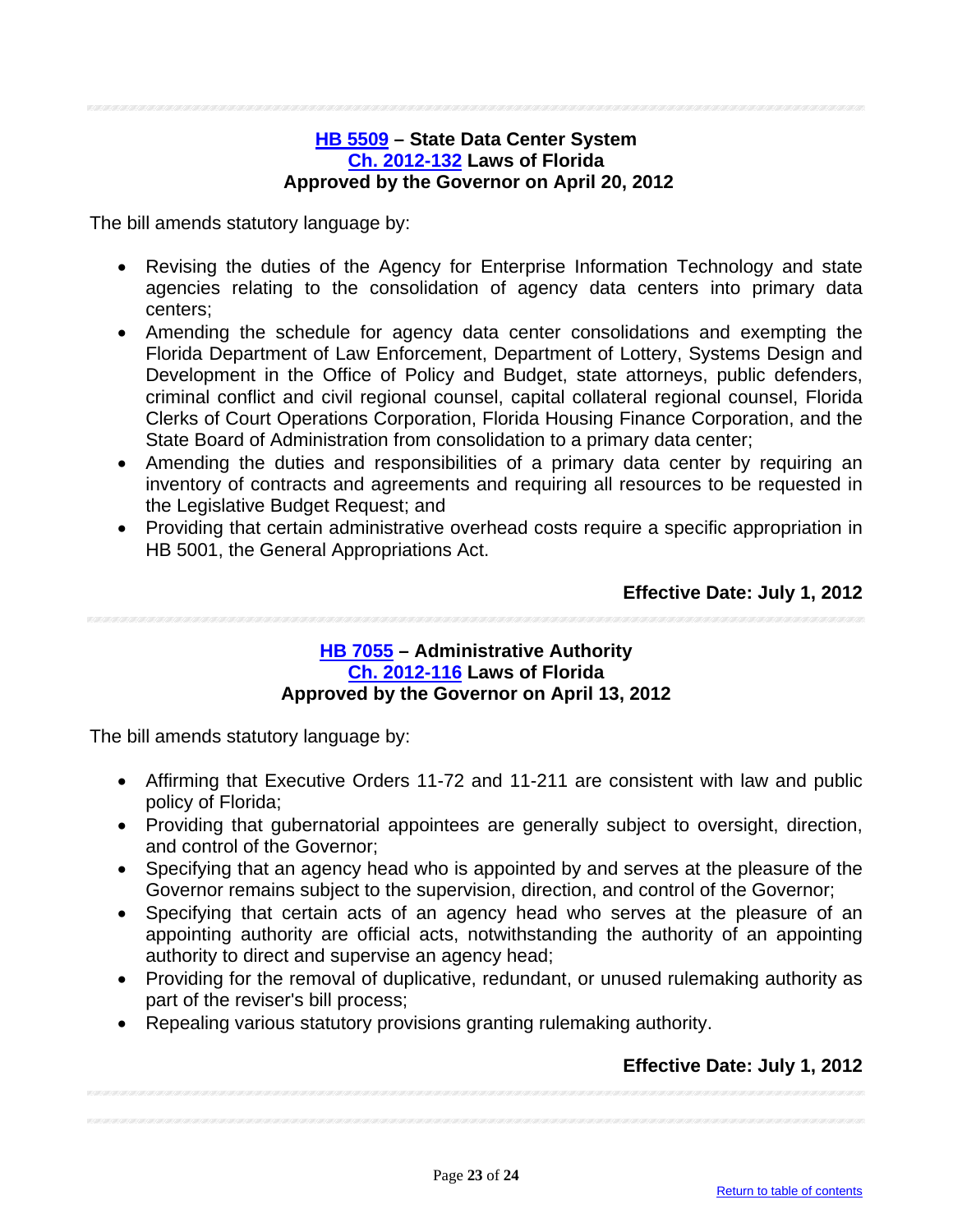### HB 5509 – State Data Center System
### Ch. 2012-132 Laws of Florida
### Approved by the Governor on April 20, 2012

The bill amends statutory language by:

- Revising the duties of the Agency for Enterprise Information Technology and state agencies relating to the consolidation of agency data centers into primary data centers;
- Amending the schedule for agency data center consolidations and exempting the Florida Department of Law Enforcement, Department of Lottery, Systems Design and Development in the Office of Policy and Budget, state attorneys, public defenders, criminal conflict and civil regional counsel, capital collateral regional counsel, Florida Clerks of Court Operations Corporation, Florida Housing Finance Corporation, and the State Board of Administration from consolidation to a primary data center;
- Amending the duties and responsibilities of a primary data center by requiring an inventory of contracts and agreements and requiring all resources to be requested in the Legislative Budget Request; and
- Providing that certain administrative overhead costs require a specific appropriation in HB 5001, the General Appropriations Act.

**Effective Date: July 1, 2012**

---

### HB 7055 – Administrative Authority
### Ch. 2012-116 Laws of Florida
### Approved by the Governor on April 13, 2012

The bill amends statutory language by:

- Affirming that Executive Orders 11-72 and 11-211 are consistent with law and public policy of Florida;
- Providing that gubernatorial appointees are generally subject to oversight, direction, and control of the Governor;
- Specifying that an agency head who is appointed by and serves at the pleasure of the Governor remains subject to the supervision, direction, and control of the Governor;
- Specifying that certain acts of an agency head who serves at the pleasure of an appointing authority are official acts, notwithstanding the authority of an appointing authority to direct and supervise an agency head;
- Providing for the removal of duplicative, redundant, or unused rulemaking authority as part of the reviser's bill process;
- Repealing various statutory provisions granting rulemaking authority.

**Effective Date: July 1, 2012**

Return to table of contents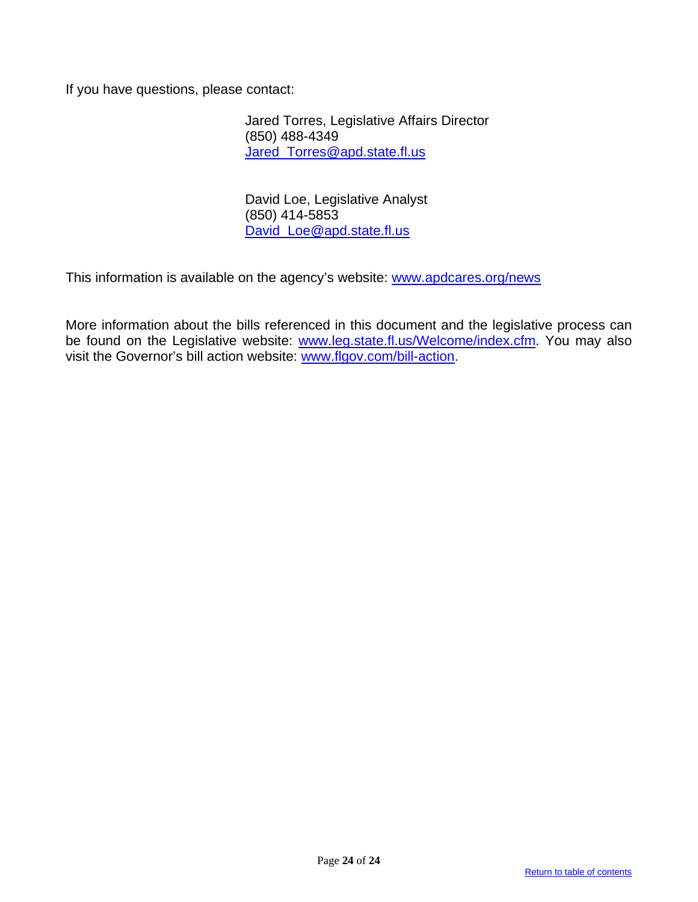If you have questions, please contact:

Jared Torres, Legislative Affairs Director
(850) 488-4349
[Jared_Torres@apd.state.fl.us](mailto:Jared_Torres@apd.state.fl.us)

David Loe, Legislative Analyst
(850) 414-5853
[David_Loe@apd.state.fl.us](mailto:David_Loe@apd.state.fl.us)

This information is available on the agency's website: [www.apdcares.org/news](http://www.apdcares.org/news)

More information about the bills referenced in this document and the legislative process can be found on the Legislative website: [www.leg.state.fl.us/Welcome/index.cfm](http://www.leg.state.fl.us/Welcome/index.cfm). You may also visit the Governor's bill action website: [www.flgov.com/bill-action](http://www.flgov.com/bill-action).

Return to table of contents